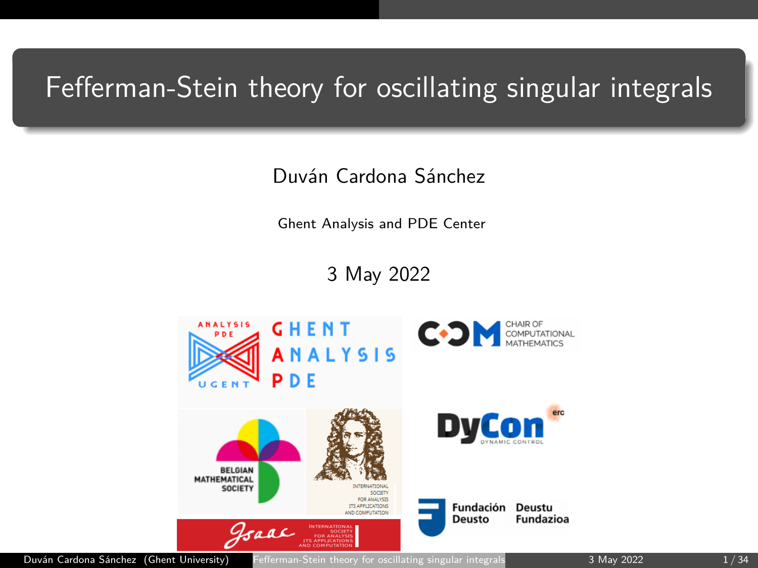# Fefferman-Stein theory for oscillating singular integrals

Duván Cardona Sánchez

Ghent Analysis and PDE Center

3 May 2022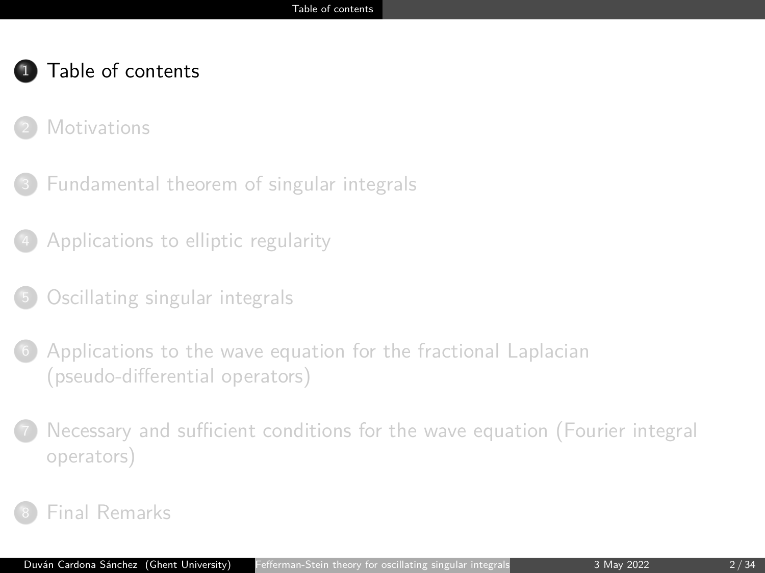1. Table of contents
2. Motivations
3. Fundamental theorem of singular integrals
4. Applications to elliptic regularity
5. Oscillating singular integrals
6. Applications to the wave equation for the fractional Laplacian (pseudo-differential operators)
7. Necessary and sufficient conditions for the wave equation (Fourier integral operators)
8. Final Remarks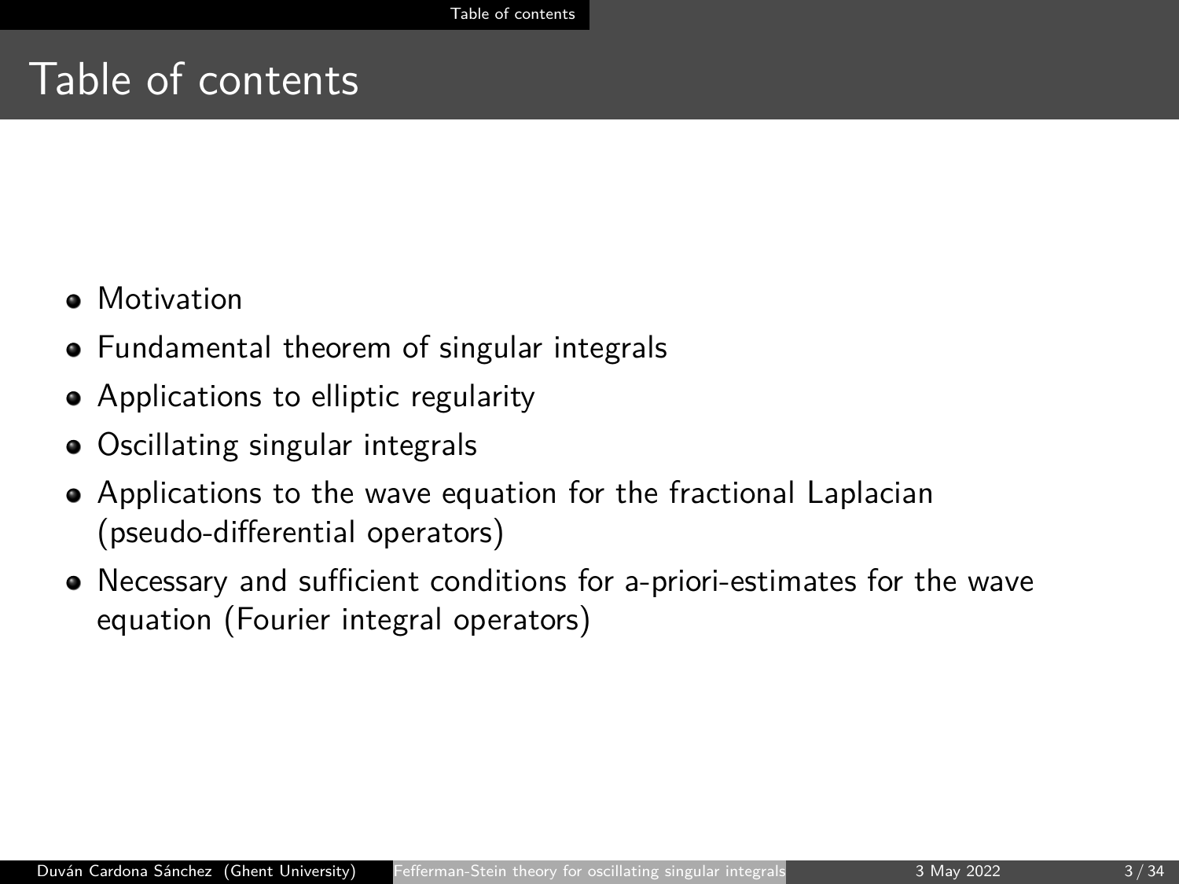# Table of contents

- Motivation
- Fundamental theorem of singular integrals
- Applications to elliptic regularity
- Oscillating singular integrals
- Applications to the wave equation for the fractional Laplacian (pseudo-differential operators)
- Necessary and sufficient conditions for a-priori-estimates for the wave equation (Fourier integral operators)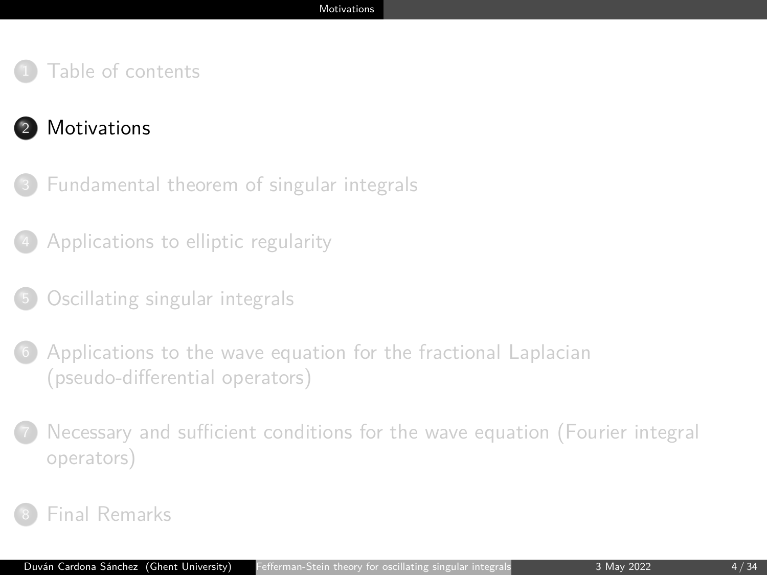1. Table of contents

2. **Motivations**

3. Fundamental theorem of singular integrals

4. Applications to elliptic regularity

5. Oscillating singular integrals

6. Applications to the wave equation for the fractional Laplacian (pseudo-differential operators)

7. Necessary and sufficient conditions for the wave equation (Fourier integral operators)

8. Final Remarks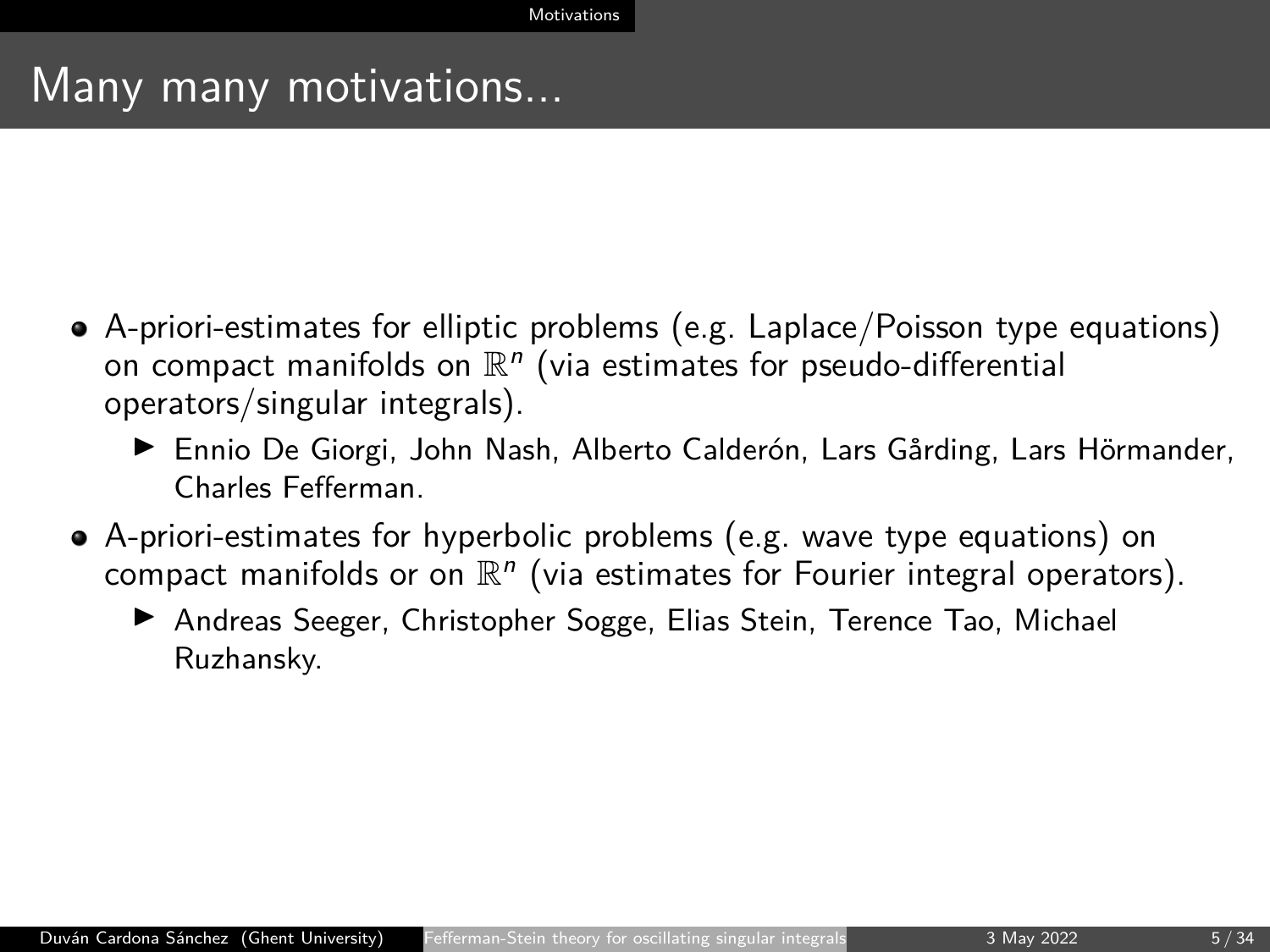# Many many motivations...

- A-priori-estimates for elliptic problems (e.g. Laplace/Poisson type equations) on compact manifolds on $\mathbb{R}^n$ (via estimates for pseudo-differential operators/singular integrals).
  - Ennio De Giorgi, John Nash, Alberto Calderón, Lars Gårding, Lars Hörmander, Charles Fefferman.
- A-priori-estimates for hyperbolic problems (e.g. wave type equations) on compact manifolds or on $\mathbb{R}^n$ (via estimates for Fourier integral operators).
  - Andreas Seeger, Christopher Sogge, Elias Stein, Terence Tao, Michael Ruzhansky.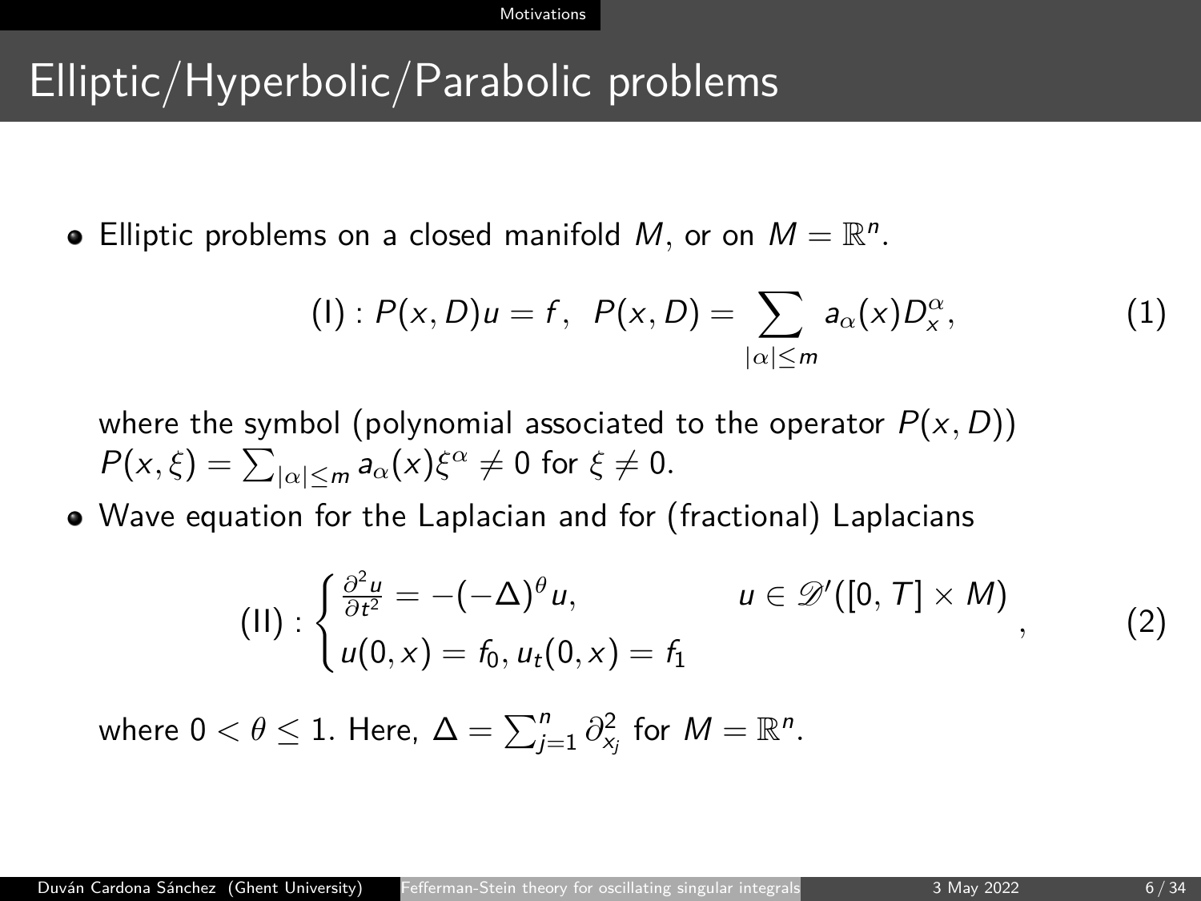# Elliptic/Hyperbolic/Parabolic problems

- Elliptic problems on a closed manifold $M$, or on $M = \mathbb{R}^n$.

$$(\mathrm{I}) : P(x, D)u = f, \;\; P(x, D) = \sum_{|\alpha| \leq m} a_\alpha(x) D_x^\alpha, \tag{1}$$

  where the symbol (polynomial associated to the operator $P(x, D)$) $P(x, \xi) = \sum_{|\alpha| \leq m} a_\alpha(x)\xi^\alpha \neq 0$ for $\xi \neq 0$.

- Wave equation for the Laplacian and for (fractional) Laplacians

$$(\mathrm{II}) : \begin{cases} \frac{\partial^2 u}{\partial t^2} = -(-\Delta)^\theta u, & u \in \mathscr{D}'([0, T] \times M) \\ u(0, x) = f_0, u_t(0, x) = f_1 \end{cases}, \tag{2}$$

  where $0 < \theta \leq 1$. Here, $\Delta = \sum_{j=1}^n \partial_{x_j}^2$ for $M = \mathbb{R}^n$.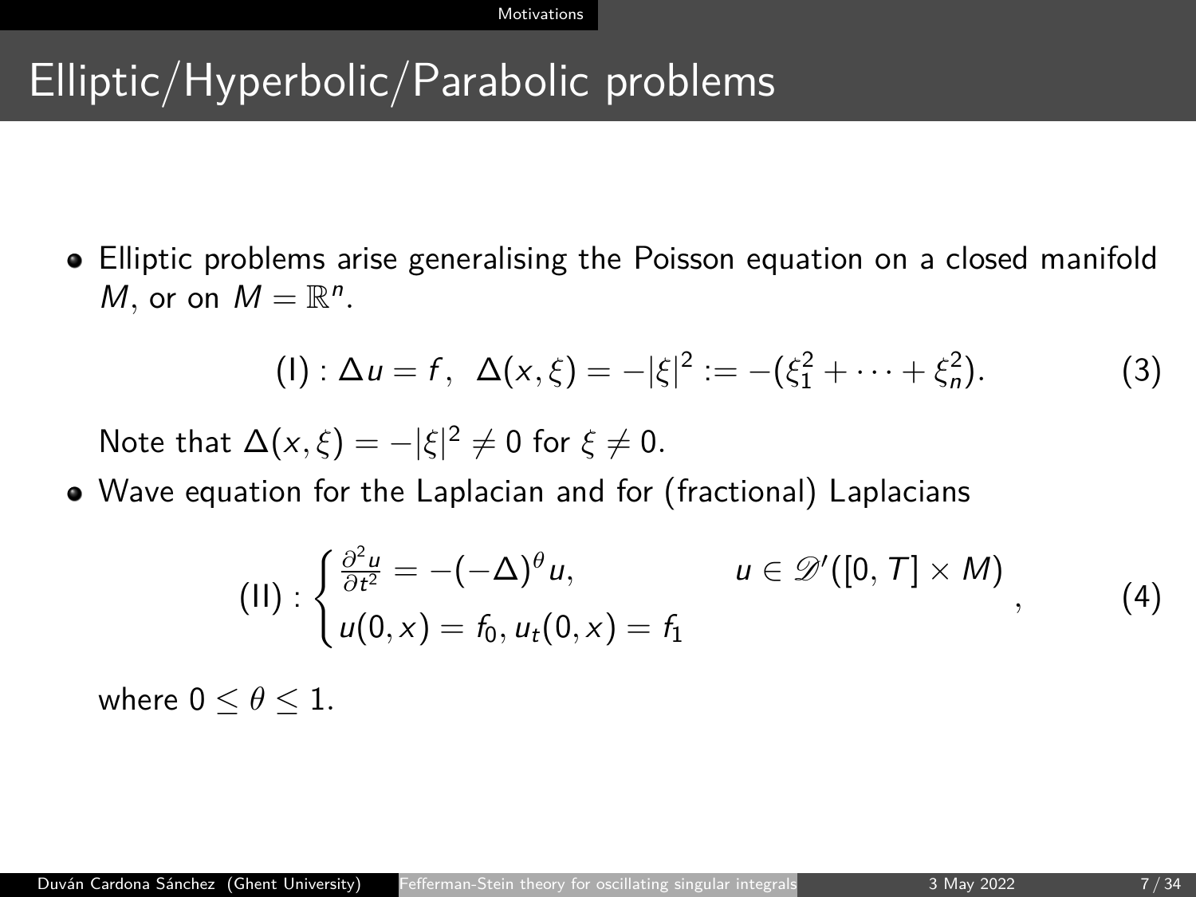# Elliptic/Hyperbolic/Parabolic problems

- Elliptic problems arise generalising the Poisson equation on a closed manifold $M$, or on $M = \mathbb{R}^n$.

$$(\mathrm{I}) : \Delta u = f, \;\; \Delta(x, \xi) = -|\xi|^2 := -(\xi_1^2 + \cdots + \xi_n^2). \tag{3}$$

  Note that $\Delta(x, \xi) = -|\xi|^2 \neq 0$ for $\xi \neq 0$.

- Wave equation for the Laplacian and for (fractional) Laplacians

$$(\mathrm{II}) : \begin{cases} \frac{\partial^2 u}{\partial t^2} = -(-\Delta)^\theta u, & u \in \mathscr{D}'([0, T] \times M) \\ u(0, x) = f_0, u_t(0, x) = f_1 \end{cases}, \tag{4}$$

  where $0 \leq \theta \leq 1$.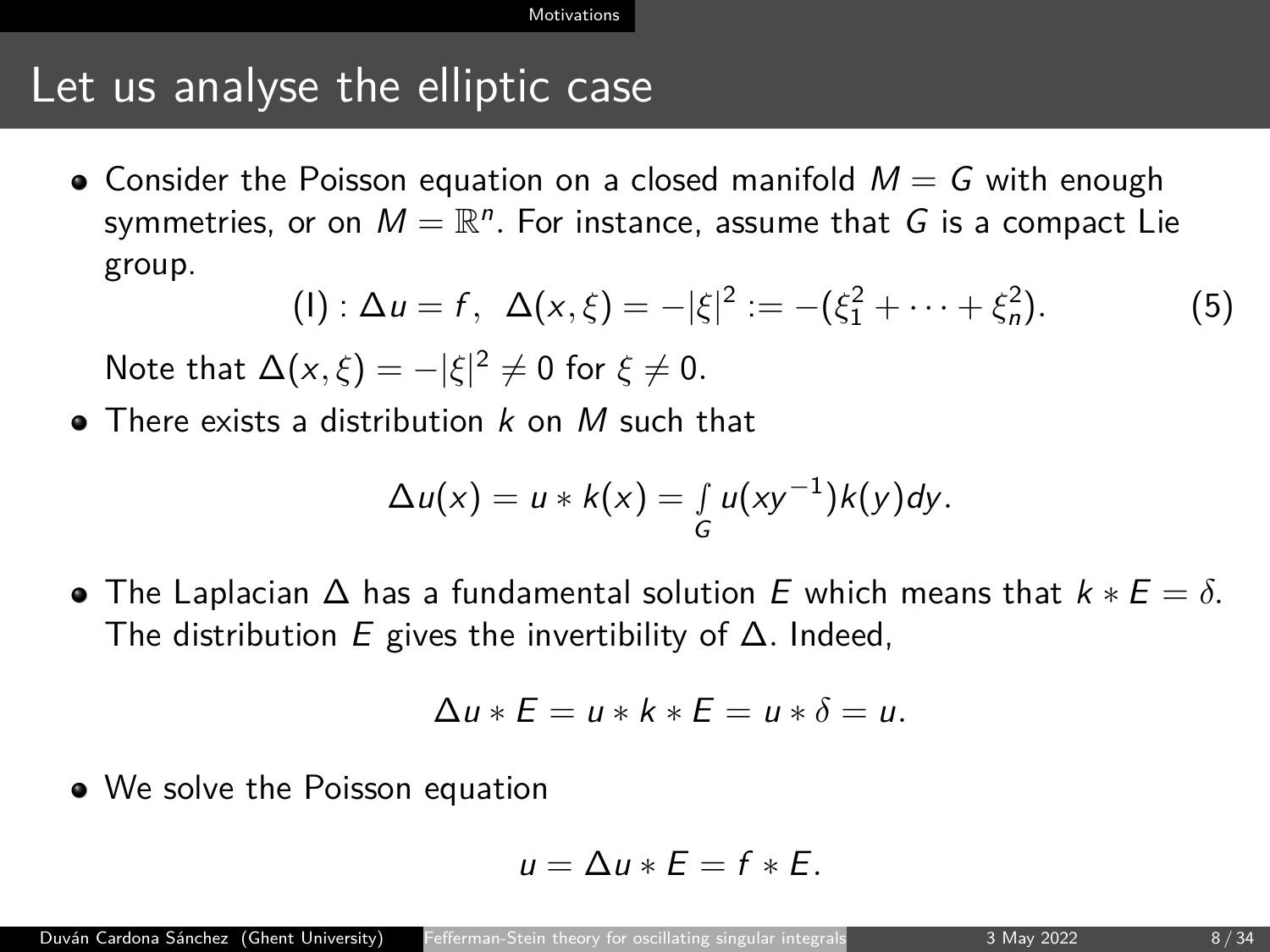# Let us analyse the elliptic case

- Consider the Poisson equation on a closed manifold $M = G$ with enough symmetries, or on $M = \mathbb{R}^n$. For instance, assume that $G$ is a compact Lie group.

$$(\mathrm{I}) : \Delta u = f, \;\; \Delta(x, \xi) = -|\xi|^2 := -(\xi_1^2 + \cdots + \xi_n^2). \tag{5}$$

  Note that $\Delta(x, \xi) = -|\xi|^2 \neq 0$ for $\xi \neq 0$.

- There exists a distribution $k$ on $M$ such that

$$\Delta u(x) = u * k(x) = \int_G u(xy^{-1}) k(y) dy.$$

- The Laplacian $\Delta$ has a fundamental solution $E$ which means that $k * E = \delta$. The distribution $E$ gives the invertibility of $\Delta$. Indeed,

$$\Delta u * E = u * k * E = u * \delta = u.$$

- We solve the Poisson equation

$$u = \Delta u * E = f * E.$$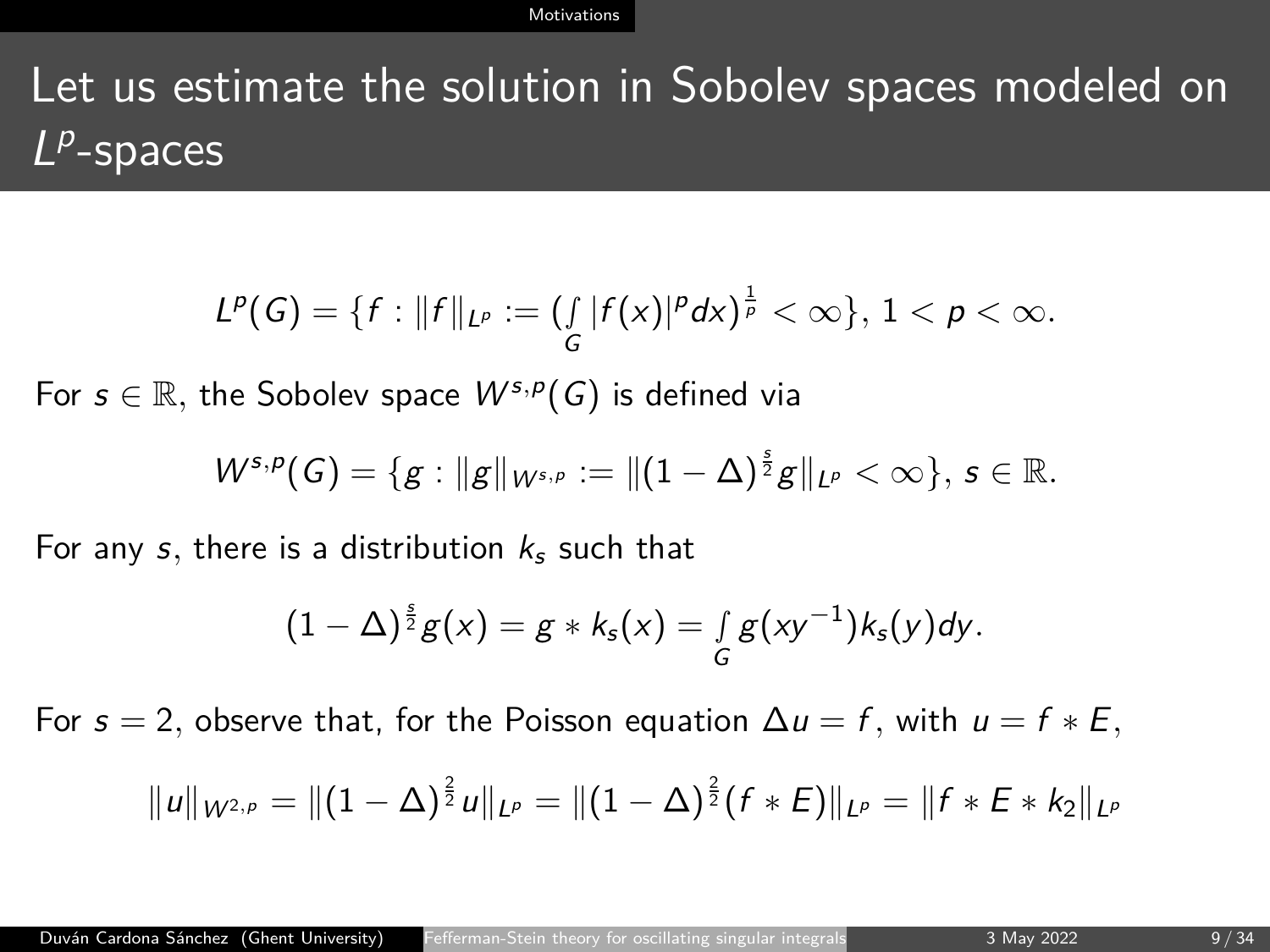# Let us estimate the solution in Sobolev spaces modeled on $L^p$-spaces

$$L^p(G) = \{f : \|f\|_{L^p} := (\int_G |f(x)|^p dx)^{\frac{1}{p}} < \infty\},\ 1 < p < \infty.$$

For $s \in \mathbb{R}$, the Sobolev space $W^{s,p}(G)$ is defined via

$$W^{s,p}(G) = \{g : \|g\|_{W^{s,p}} := \|(1-\Delta)^{\frac{s}{2}} g\|_{L^p} < \infty\},\ s \in \mathbb{R}.$$

For any $s$, there is a distribution $k_s$ such that

$$(1-\Delta)^{\frac{s}{2}} g(x) = g * k_s(x) = \int_G g(xy^{-1}) k_s(y) dy.$$

For $s = 2$, observe that, for the Poisson equation $\Delta u = f$, with $u = f * E$,

$$\|u\|_{W^{2,p}} = \|(1-\Delta)^{\frac{2}{2}} u\|_{L^p} = \|(1-\Delta)^{\frac{2}{2}} (f * E)\|_{L^p} = \|f * E * k_2\|_{L^p}$$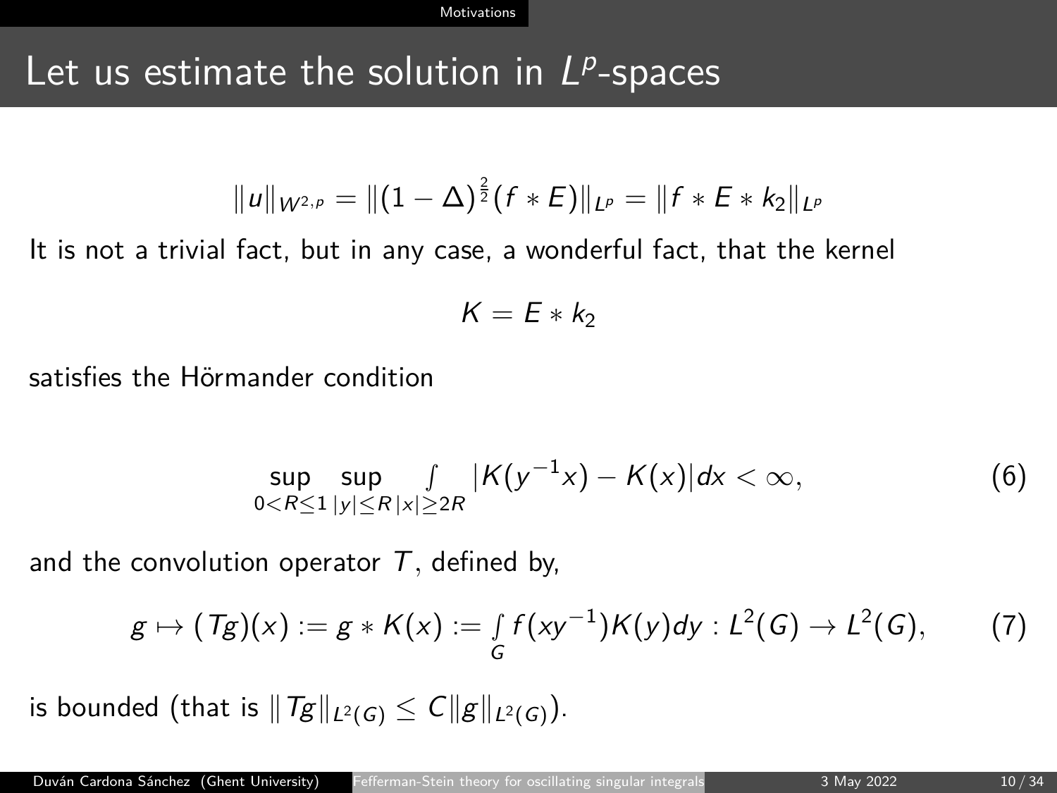# Let us estimate the solution in $L^p$-spaces

$$\|u\|_{W^{2,p}} = \|(1-\Delta)^{\frac{2}{2}}(f * E)\|_{L^p} = \|f * E * k_2\|_{L^p}$$

It is not a trivial fact, but in any case, a wonderful fact, that the kernel

$$K = E * k_2$$

satisfies the Hörmander condition

$$\sup_{0<R\leq 1} \sup_{|y|\leq R} \int_{|x|\geq 2R} |K(y^{-1}x) - K(x)| dx < \infty, \tag{6}$$

and the convolution operator $T$, defined by,

$$g \mapsto (Tg)(x) := g * K(x) := \int_G f(xy^{-1})K(y)dy : L^2(G) \to L^2(G), \tag{7}$$

is bounded (that is $\|Tg\|_{L^2(G)} \leq C\|g\|_{L^2(G)}$).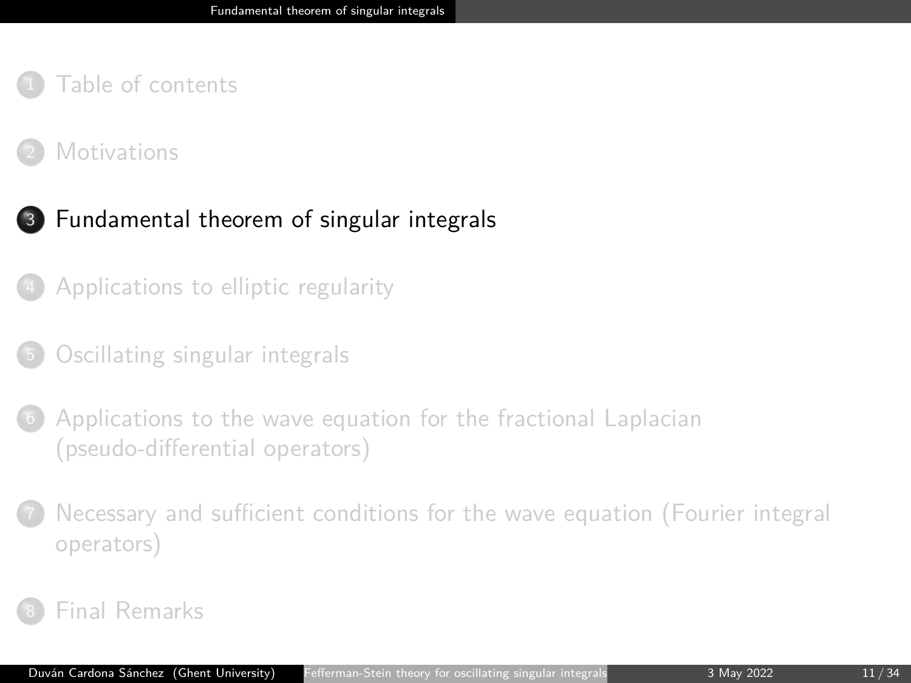1. Table of contents

2. Motivations

3. **Fundamental theorem of singular integrals**

4. Applications to elliptic regularity

5. Oscillating singular integrals

6. Applications to the wave equation for the fractional Laplacian (pseudo-differential operators)

7. Necessary and sufficient conditions for the wave equation (Fourier integral operators)

8. Final Remarks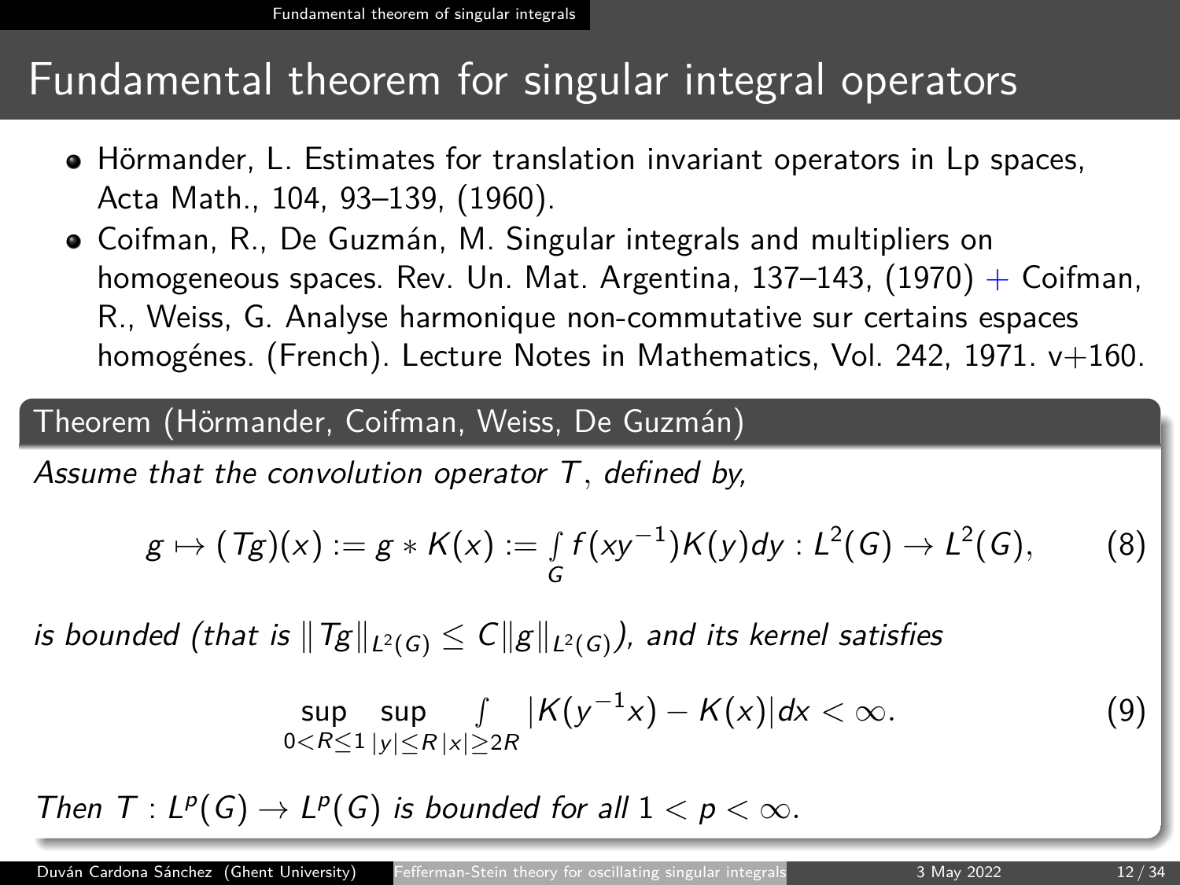# Fundamental theorem for singular integral operators

- Hörmander, L. Estimates for translation invariant operators in Lp spaces, Acta Math., 104, 93–139, (1960).
- Coifman, R., De Guzmán, M. Singular integrals and multipliers on homogeneous spaces. Rev. Un. Mat. Argentina, 137–143, (1970) + Coifman, R., Weiss, G. Analyse harmonique non-commutative sur certains espaces homogénes. (French). Lecture Notes in Mathematics, Vol. 242, 1971. v+160.

**Theorem (Hörmander, Coifman, Weiss, De Guzmán)**

*Assume that the convolution operator $T$, defined by,*

$$g \mapsto (Tg)(x) := g * K(x) := \int_G f(xy^{-1})K(y)dy : L^2(G) \to L^2(G), \tag{8}$$

*is bounded (that is $\|Tg\|_{L^2(G)} \leq C\|g\|_{L^2(G)}$), and its kernel satisfies*

$$\sup_{0<R\leq 1} \sup_{|y|\leq R} \int_{|x|\geq 2R} |K(y^{-1}x) - K(x)|dx < \infty. \tag{9}$$

*Then $T : L^p(G) \to L^p(G)$ is bounded for all $1 < p < \infty$.*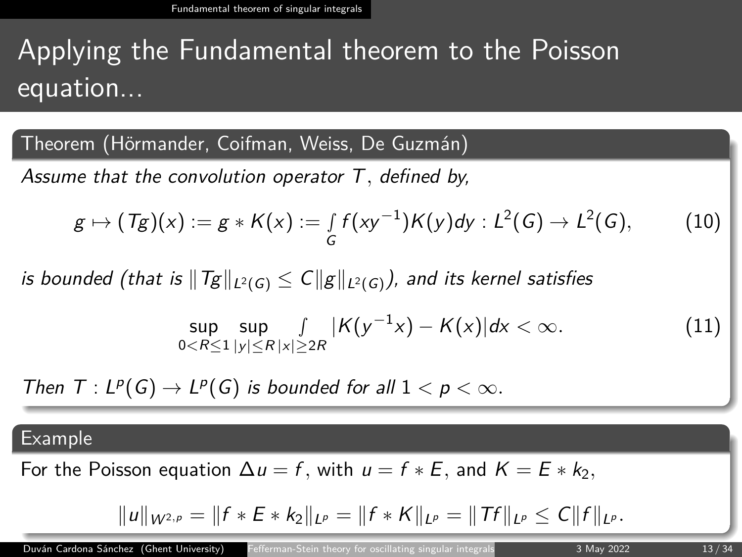# Applying the Fundamental theorem to the Poisson equation...

## Theorem (Hörmander, Coifman, Weiss, De Guzmán)

*Assume that the convolution operator $T$, defined by,*

$$g \mapsto (Tg)(x) := g * K(x) := \int_G f(xy^{-1})K(y)dy : L^2(G) \to L^2(G), \tag{10}$$

*is bounded (that is $\|Tg\|_{L^2(G)} \leq C\|g\|_{L^2(G)}$), and its kernel satisfies*

$$\sup_{0<R\leq 1} \sup_{|y|\leq R} \int_{|x|\geq 2R} |K(y^{-1}x) - K(x)|dx < \infty. \tag{11}$$

*Then $T : L^p(G) \to L^p(G)$ is bounded for all $1 < p < \infty$.*

## Example

For the Poisson equation $\Delta u = f$, with $u = f * E$, and $K = E * k_2$,

$$\|u\|_{W^{2,p}} = \|f * E * k_2\|_{L^p} = \|f * K\|_{L^p} = \|Tf\|_{L^p} \leq C\|f\|_{L^p}.$$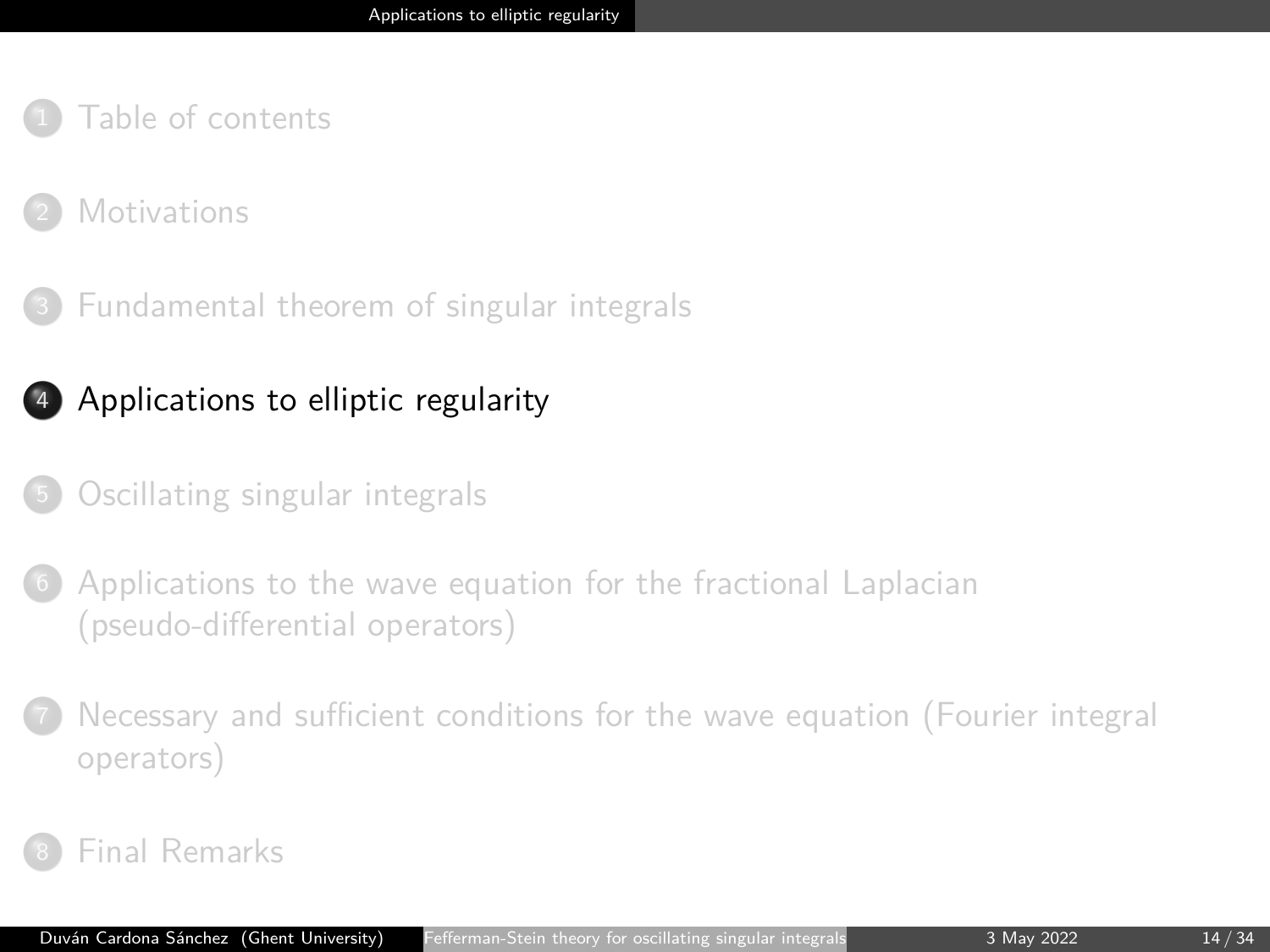1. Table of contents
2. Motivations
3. Fundamental theorem of singular integrals
4. **Applications to elliptic regularity**
5. Oscillating singular integrals
6. Applications to the wave equation for the fractional Laplacian (pseudo-differential operators)
7. Necessary and sufficient conditions for the wave equation (Fourier integral operators)
8. Final Remarks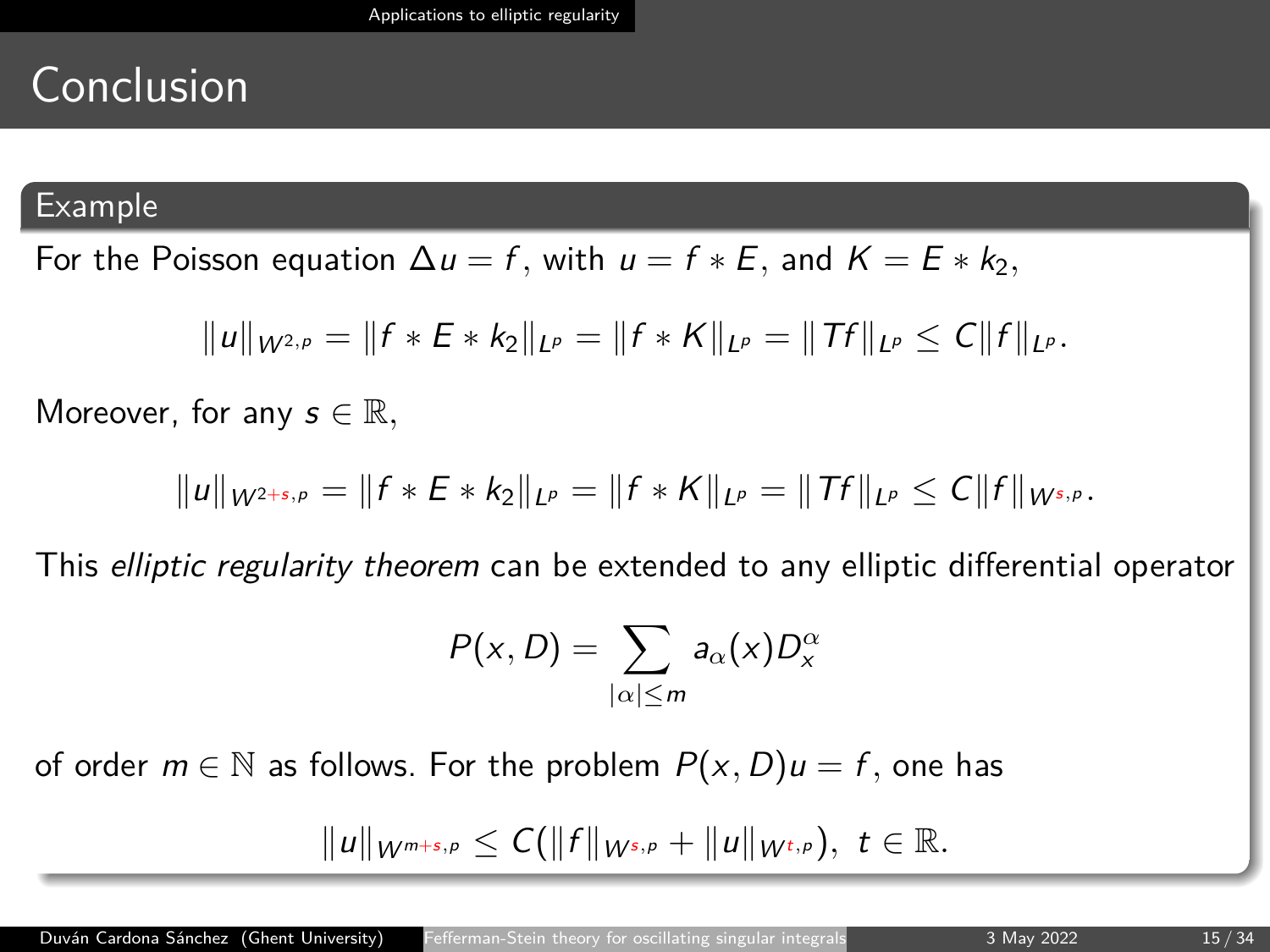# Conclusion

## Example

For the Poisson equation $\Delta u = f$, with $u = f * E$, and $K = E * k_2$,

$$\|u\|_{W^{2,p}} = \|f * E * k_2\|_{L^p} = \|f * K\|_{L^p} = \|Tf\|_{L^p} \leq C\|f\|_{L^p}.$$

Moreover, for any $s \in \mathbb{R}$,

$$\|u\|_{W^{2+s,p}} = \|f * E * k_2\|_{L^p} = \|f * K\|_{L^p} = \|Tf\|_{L^p} \leq C\|f\|_{W^{s,p}}.$$

This *elliptic regularity theorem* can be extended to any elliptic differential operator

$$P(x, D) = \sum_{|\alpha| \leq m} a_\alpha(x) D_x^\alpha$$

of order $m \in \mathbb{N}$ as follows. For the problem $P(x, D)u = f$, one has

$$\|u\|_{W^{m+s,p}} \leq C(\|f\|_{W^{s,p}} + \|u\|_{W^{t,p}}), \; t \in \mathbb{R}.$$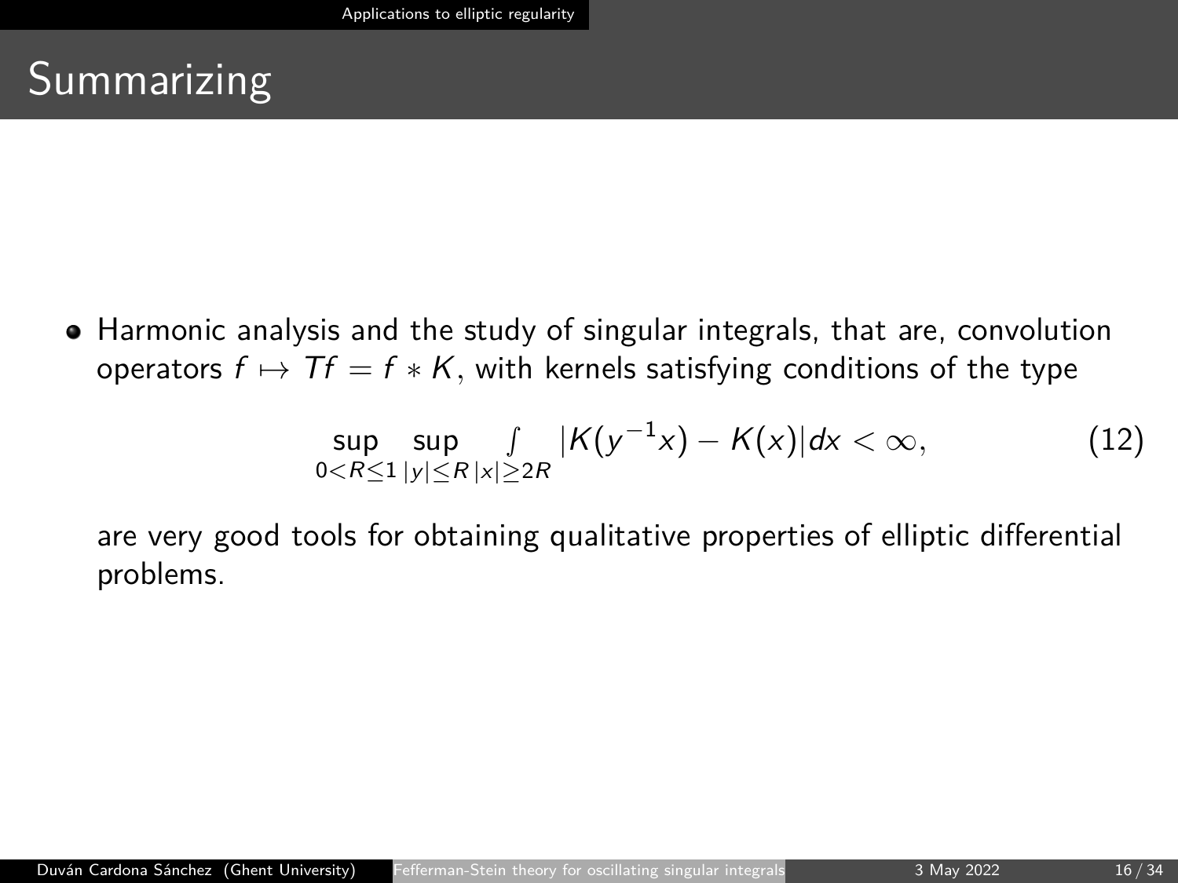# Summarizing

- Harmonic analysis and the study of singular integrals, that are, convolution operators $f \mapsto Tf = f * K$, with kernels satisfying conditions of the type

$$\sup_{0<R\leq 1} \sup_{|y|\leq R} \int_{|x|\geq 2R} |K(y^{-1}x) - K(x)| dx < \infty, \tag{12}$$

  are very good tools for obtaining qualitative properties of elliptic differential problems.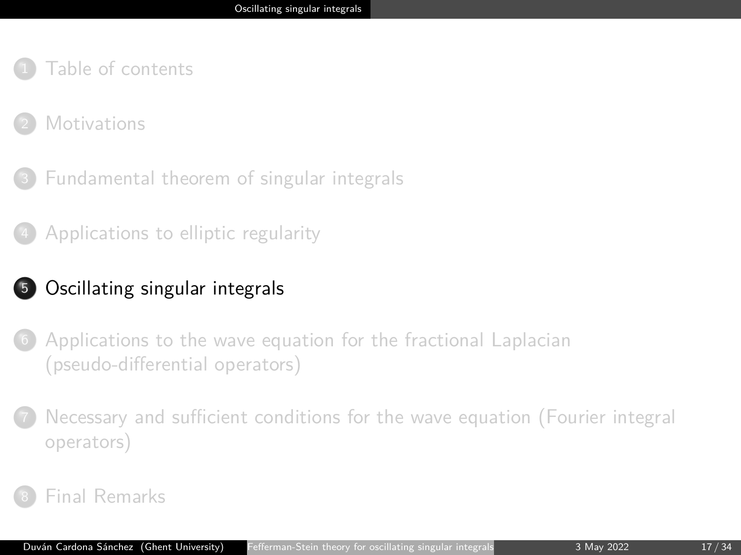1. Table of contents

2. Motivations

3. Fundamental theorem of singular integrals

4. Applications to elliptic regularity

5. **Oscillating singular integrals**

6. Applications to the wave equation for the fractional Laplacian (pseudo-differential operators)

7. Necessary and sufficient conditions for the wave equation (Fourier integral operators)

8. Final Remarks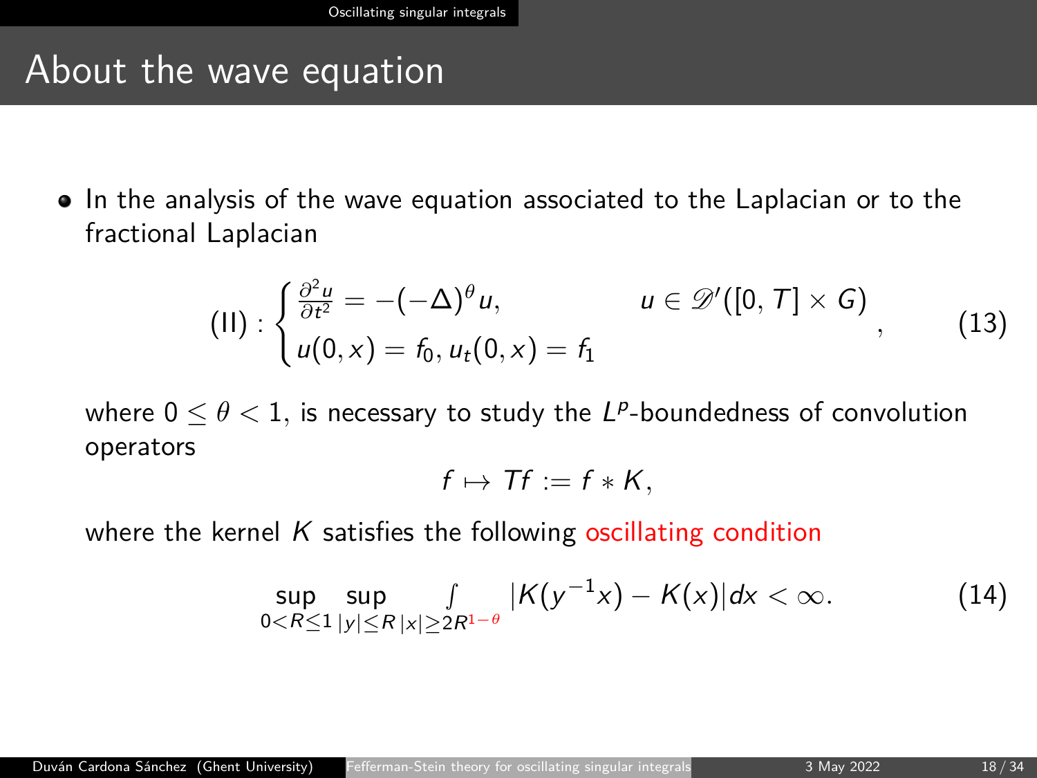# About the wave equation

- In the analysis of the wave equation associated to the Laplacian or to the fractional Laplacian

$$
\text{(II)} : \begin{cases} \frac{\partial^2 u}{\partial t^2} = -(-\Delta)^{\theta} u, & u \in \mathscr{D}'([0,T] \times G) \\ u(0,x) = f_0, u_t(0,x) = f_1 \end{cases}, \tag{13}
$$

where $0 \leq \theta < 1$, is necessary to study the $L^p$-boundedness of convolution operators

$$
f \mapsto Tf := f * K,
$$

where the kernel $K$ satisfies the following oscillating condition

$$
\sup_{0<R\leq 1} \sup_{|y|\leq R} \int_{|x|\geq 2R^{1-\theta}} |K(y^{-1}x) - K(x)| dx < \infty. \tag{14}
$$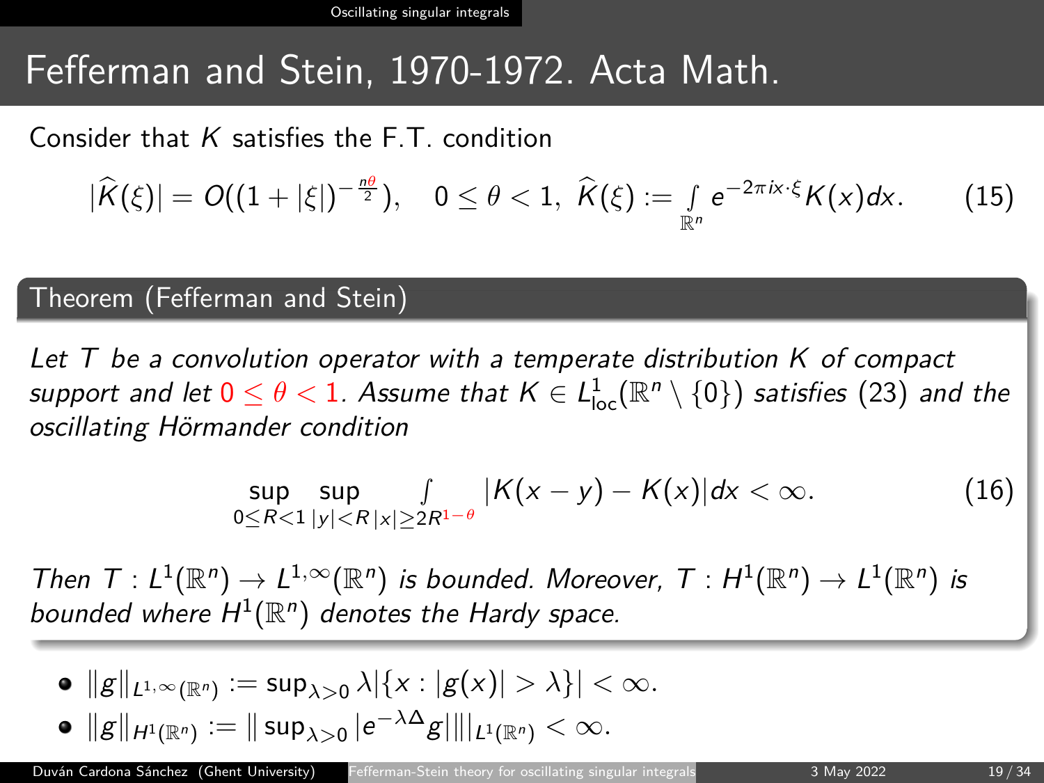# Fefferman and Stein, 1970-1972. Acta Math.

Consider that $K$ satisfies the F.T. condition

$$|\widehat{K}(\xi)| = O((1+|\xi|)^{-\frac{n\theta}{2}}), \quad 0 \leq \theta < 1, \ \widehat{K}(\xi) := \int_{\mathbb{R}^n} e^{-2\pi i x \cdot \xi} K(x) dx. \tag{15}$$

### Theorem (Fefferman and Stein)

*Let $T$ be a convolution operator with a temperate distribution $K$ of compact support and let $0 \leq \theta < 1$. Assume that $K \in L^1_{\text{loc}}(\mathbb{R}^n \setminus \{0\})$ satisfies (23) and the oscillating Hörmander condition*

$$\sup_{0 \leq R < 1} \sup_{|y| < R} \int_{|x| \geq 2R^{1-\theta}} |K(x-y) - K(x)| dx < \infty. \tag{16}$$

*Then $T : L^1(\mathbb{R}^n) \to L^{1,\infty}(\mathbb{R}^n)$ is bounded. Moreover, $T : H^1(\mathbb{R}^n) \to L^1(\mathbb{R}^n)$ is bounded where $H^1(\mathbb{R}^n)$ denotes the Hardy space.*

- $\|g\|_{L^{1,\infty}(\mathbb{R}^n)} := \sup_{\lambda > 0} \lambda |\{x : |g(x)| > \lambda\}| < \infty.$
- $\|g\|_{H^1(\mathbb{R}^n)} := \| \sup_{\lambda > 0} |e^{-\lambda \Delta} g| \|_{L^1(\mathbb{R}^n)} < \infty.$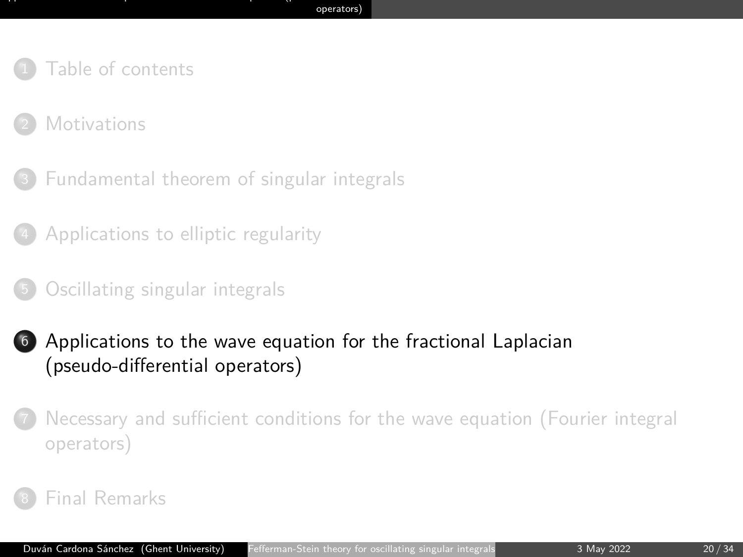1. Table of contents
2. Motivations
3. Fundamental theorem of singular integrals
4. Applications to elliptic regularity
5. Oscillating singular integrals
6. **Applications to the wave equation for the fractional Laplacian (pseudo-differential operators)**
7. Necessary and sufficient conditions for the wave equation (Fourier integral operators)
8. Final Remarks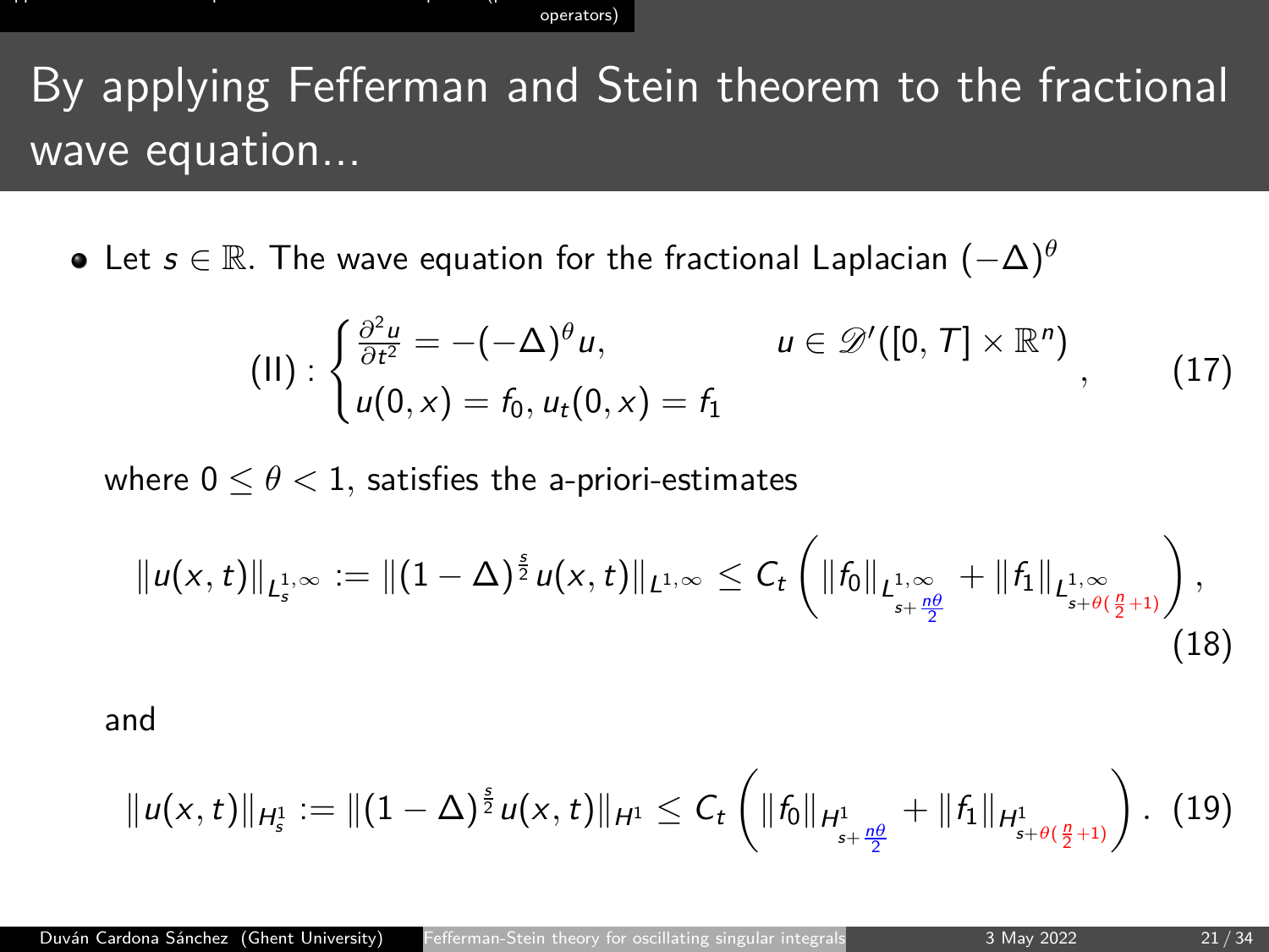# By applying Fefferman and Stein theorem to the fractional wave equation...

- Let $s \in \mathbb{R}$. The wave equation for the fractional Laplacian $(-\Delta)^\theta$

$$
\text{(II)} : \begin{cases} \frac{\partial^2 u}{\partial t^2} = -(-\Delta)^\theta u, & u \in \mathscr{D}'([0,T] \times \mathbb{R}^n) \\ u(0,x) = f_0,\, u_t(0,x) = f_1 \end{cases}, \tag{17}
$$

where $0 \leq \theta < 1$, satisfies the a-priori-estimates

$$
\|u(x,t)\|_{L^{1,\infty}_s} := \|(1-\Delta)^{\frac{s}{2}} u(x,t)\|_{L^{1,\infty}} \leq C_t \left( \|f_0\|_{L^{1,\infty}_{s+\frac{n\theta}{2}}} + \|f_1\|_{L^{1,\infty}_{s+\theta(\frac{n}{2}+1)}} \right), \tag{18}
$$

and

$$
\|u(x,t)\|_{H^1_s} := \|(1-\Delta)^{\frac{s}{2}} u(x,t)\|_{H^1} \leq C_t \left( \|f_0\|_{H^1_{s+\frac{n\theta}{2}}} + \|f_1\|_{H^1_{s+\theta(\frac{n}{2}+1)}} \right). \tag{19}
$$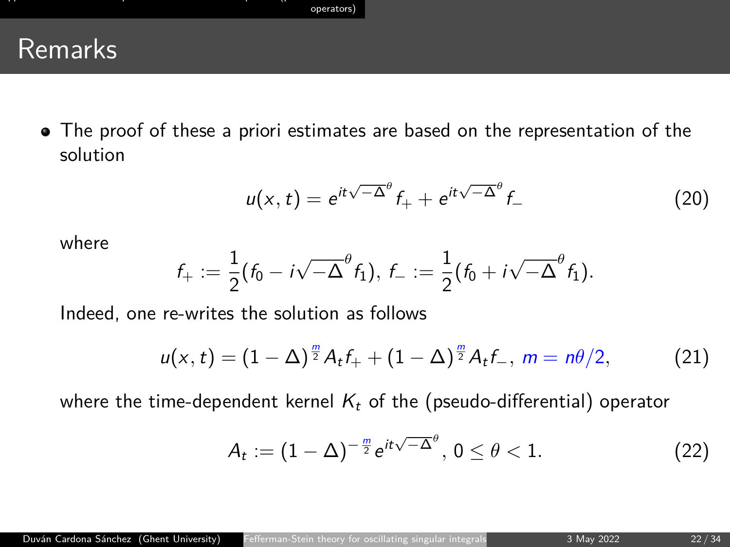# Remarks

- The proof of these a priori estimates are based on the representation of the solution

$$u(x,t) = e^{it\sqrt{-\Delta}^{\theta}} f_{+} + e^{it\sqrt{-\Delta}^{\theta}} f_{-} \tag{20}$$

where

$$f_{+} := \frac{1}{2}(f_0 - i\sqrt{-\Delta}^{\theta} f_1),\ f_{-} := \frac{1}{2}(f_0 + i\sqrt{-\Delta}^{\theta} f_1).$$

Indeed, one re-writes the solution as follows

$$u(x,t) = (1-\Delta)^{\frac{m}{2}} A_t f_{+} + (1-\Delta)^{\frac{m}{2}} A_t f_{-},\ m = n\theta/2, \tag{21}$$

where the time-dependent kernel $K_t$ of the (pseudo-differential) operator

$$A_t := (1-\Delta)^{-\frac{m}{2}} e^{it\sqrt{-\Delta}^{\theta}},\ 0 \leq \theta < 1. \tag{22}$$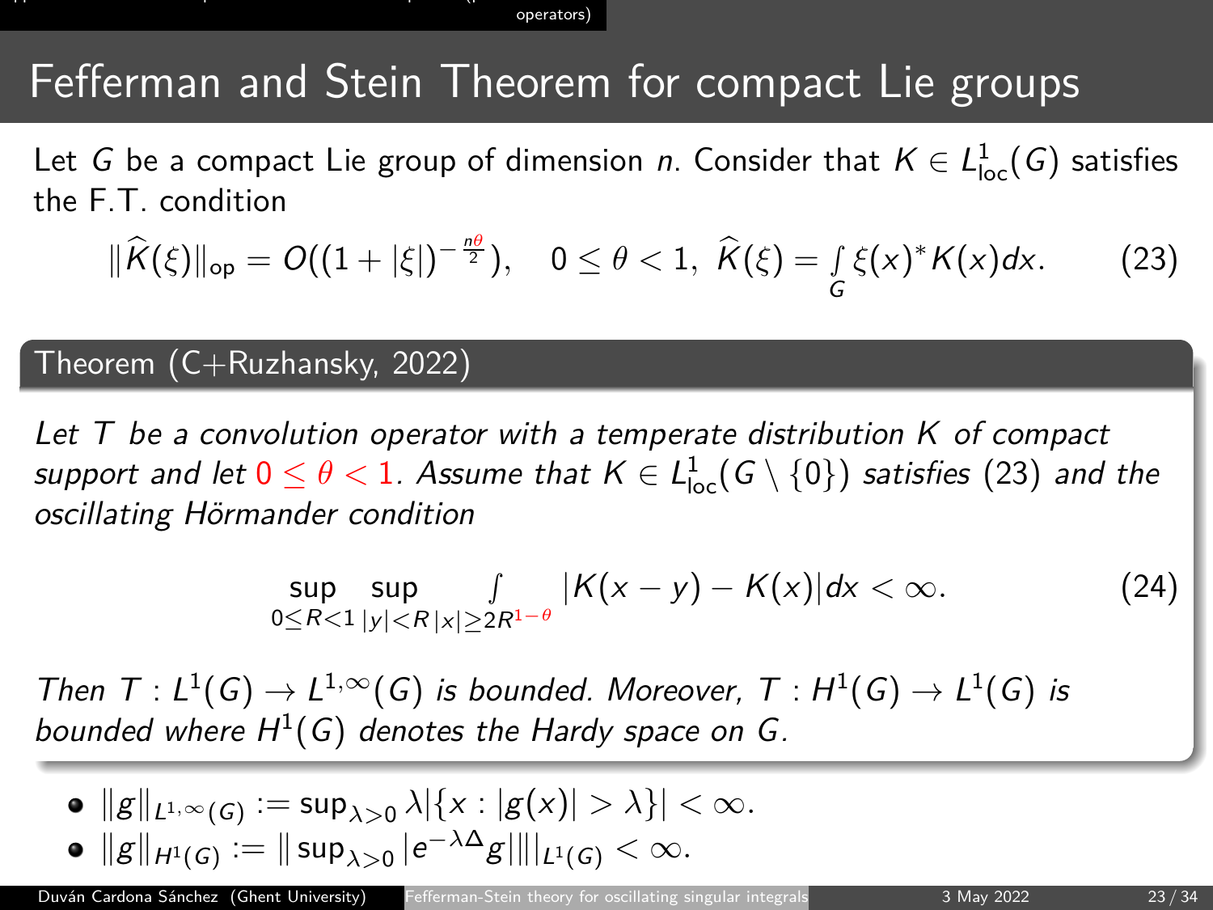# Fefferman and Stein Theorem for compact Lie groups

Let $G$ be a compact Lie group of dimension $n$. Consider that $K \in L^1_{\text{loc}}(G)$ satisfies the F.T. condition

$$\|\widehat{K}(\xi)\|_{\text{op}} = O((1+|\xi|)^{-\frac{n\theta}{2}}), \quad 0 \leq \theta < 1, \; \widehat{K}(\xi) = \int_G \xi(x)^* K(x) dx. \tag{23}$$

**Theorem (C+Ruzhansky, 2022)**

*Let $T$ be a convolution operator with a temperate distribution $K$ of compact support and let $0 \leq \theta < 1$. Assume that $K \in L^1_{\text{loc}}(G \setminus \{0\})$ satisfies (23) and the oscillating Hörmander condition*

$$\sup_{0 \leq R < 1} \sup_{|y| < R} \int_{|x| \geq 2R^{1-\theta}} |K(x-y) - K(x)| dx < \infty. \tag{24}$$

*Then $T : L^1(G) \to L^{1,\infty}(G)$ is bounded. Moreover, $T : H^1(G) \to L^1(G)$ is bounded where $H^1(G)$ denotes the Hardy space on $G$.*

- $\|g\|_{L^{1,\infty}(G)} := \sup_{\lambda > 0} \lambda |\{x : |g(x)| > \lambda\}| < \infty.$
- $\|g\|_{H^1(G)} := \| \sup_{\lambda > 0} |e^{-\lambda \Delta} g| \|_{L^1(G)} < \infty.$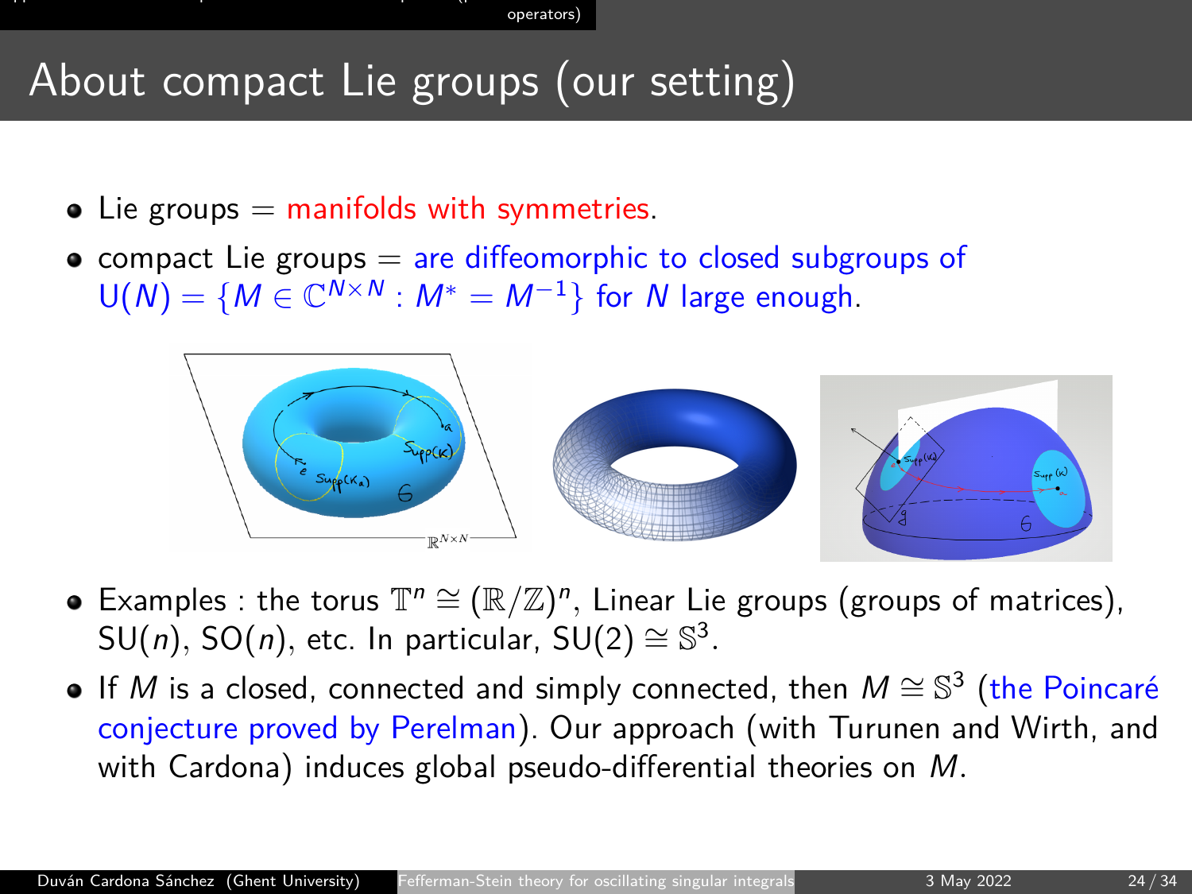# About compact Lie groups (our setting)

- Lie groups = manifolds with symmetries.
- compact Lie groups = are diffeomorphic to closed subgroups of $\mathrm{U}(N) = \{M \in \mathbb{C}^{N\times N} : M^* = M^{-1}\}$ for $N$ large enough.

- Examples : the torus $\mathbb{T}^n \cong (\mathbb{R}/\mathbb{Z})^n$, Linear Lie groups (groups of matrices), $\mathrm{SU}(n)$, $\mathrm{SO}(n)$, etc. In particular, $\mathrm{SU}(2) \cong \mathbb{S}^3$.
- If $M$ is a closed, connected and simply connected, then $M \cong \mathbb{S}^3$ (the Poincaré conjecture proved by Perelman). Our approach (with Turunen and Wirth, and with Cardona) induces global pseudo-differential theories on $M$.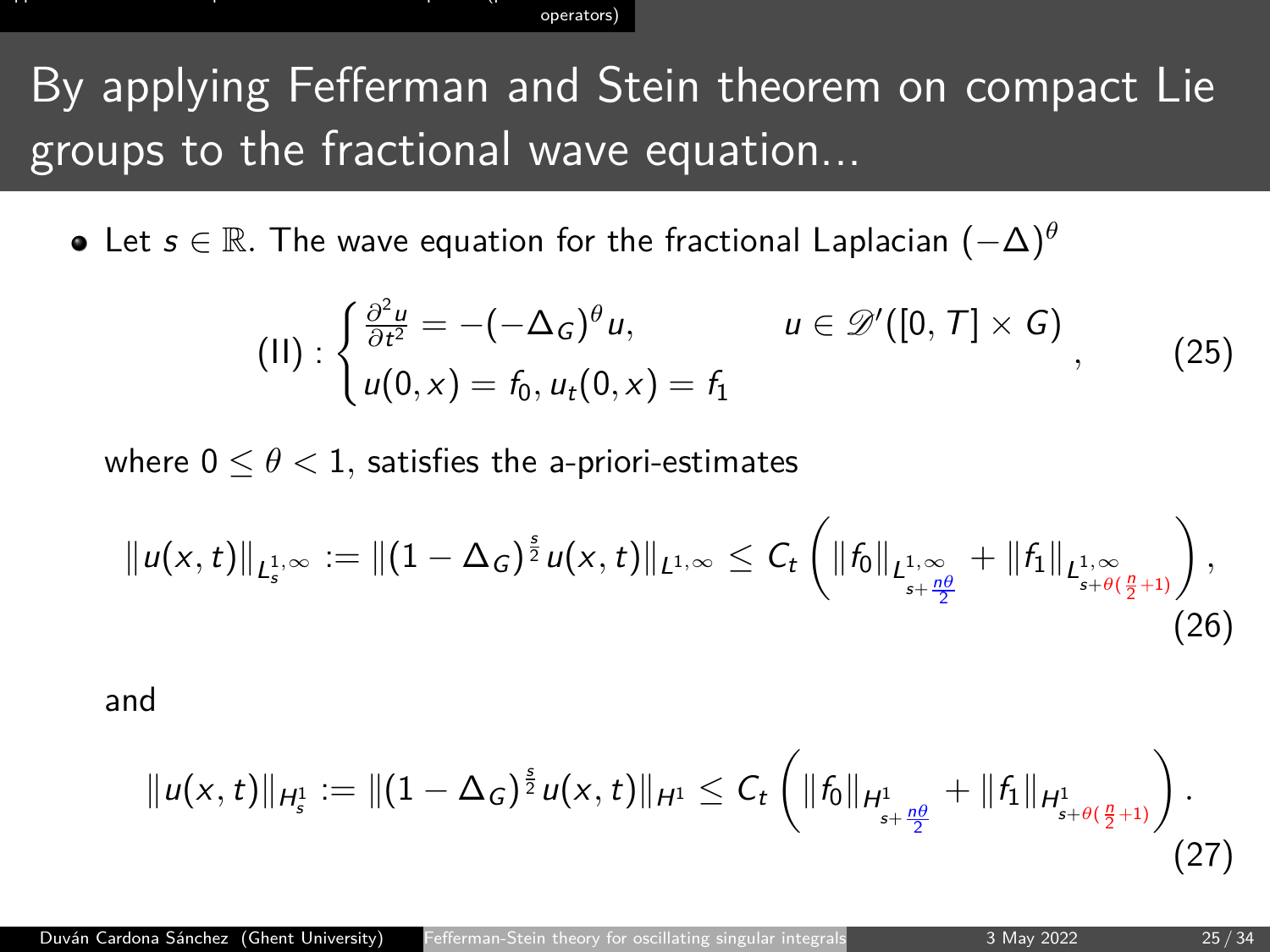# By applying Fefferman and Stein theorem on compact Lie groups to the fractional wave equation...

- Let $s \in \mathbb{R}$. The wave equation for the fractional Laplacian $(-\Delta)^\theta$

$$
(\mathrm{II}) : \begin{cases} \frac{\partial^2 u}{\partial t^2} = -(-\Delta_G)^\theta u, & u \in \mathscr{D}'([0,T] \times G) \\ u(0,x) = f_0, u_t(0,x) = f_1 \end{cases}, \tag{25}
$$

where $0 \leq \theta < 1$, satisfies the a-priori-estimates

$$
\|u(x,t)\|_{L^{1,\infty}_s} := \|(1-\Delta_G)^{\frac{s}{2}} u(x,t)\|_{L^{1,\infty}} \leq C_t \left( \|f_0\|_{L^{1,\infty}_{s+\frac{n\theta}{2}}} + \|f_1\|_{L^{1,\infty}_{s+\theta(\frac{n}{2}+1)}} \right), \tag{26}
$$

and

$$
\|u(x,t)\|_{H^1_s} := \|(1-\Delta_G)^{\frac{s}{2}} u(x,t)\|_{H^1} \leq C_t \left( \|f_0\|_{H^1_{s+\frac{n\theta}{2}}} + \|f_1\|_{H^1_{s+\theta(\frac{n}{2}+1)}} \right). \tag{27}
$$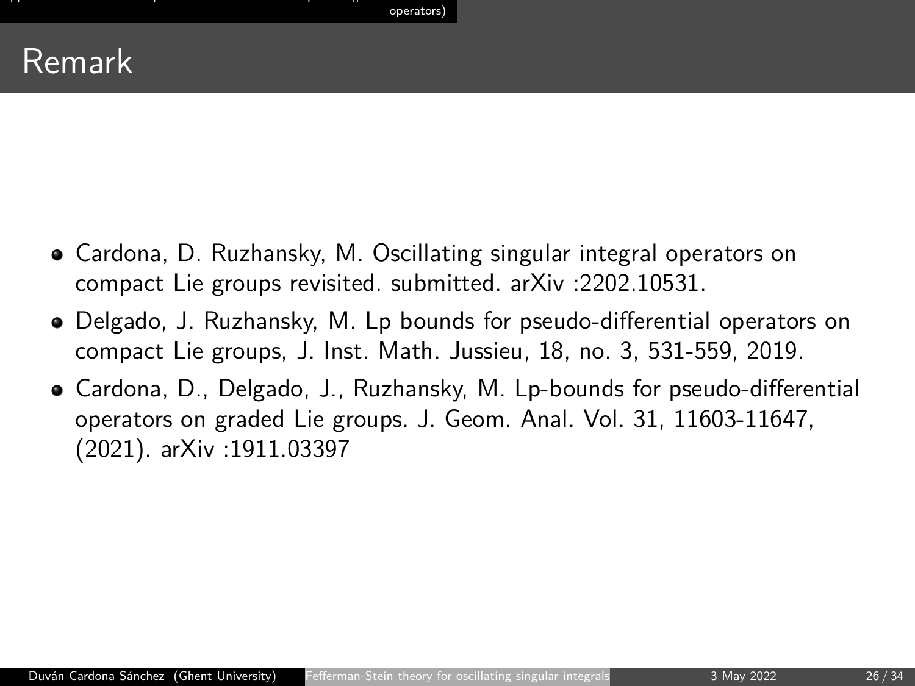# Remark

- Cardona, D. Ruzhansky, M. Oscillating singular integral operators on compact Lie groups revisited. submitted. arXiv :2202.10531.
- Delgado, J. Ruzhansky, M. Lp bounds for pseudo-differential operators on compact Lie groups, J. Inst. Math. Jussieu, 18, no. 3, 531-559, 2019.
- Cardona, D., Delgado, J., Ruzhansky, M. Lp-bounds for pseudo-differential operators on graded Lie groups. J. Geom. Anal. Vol. 31, 11603-11647, (2021). arXiv :1911.03397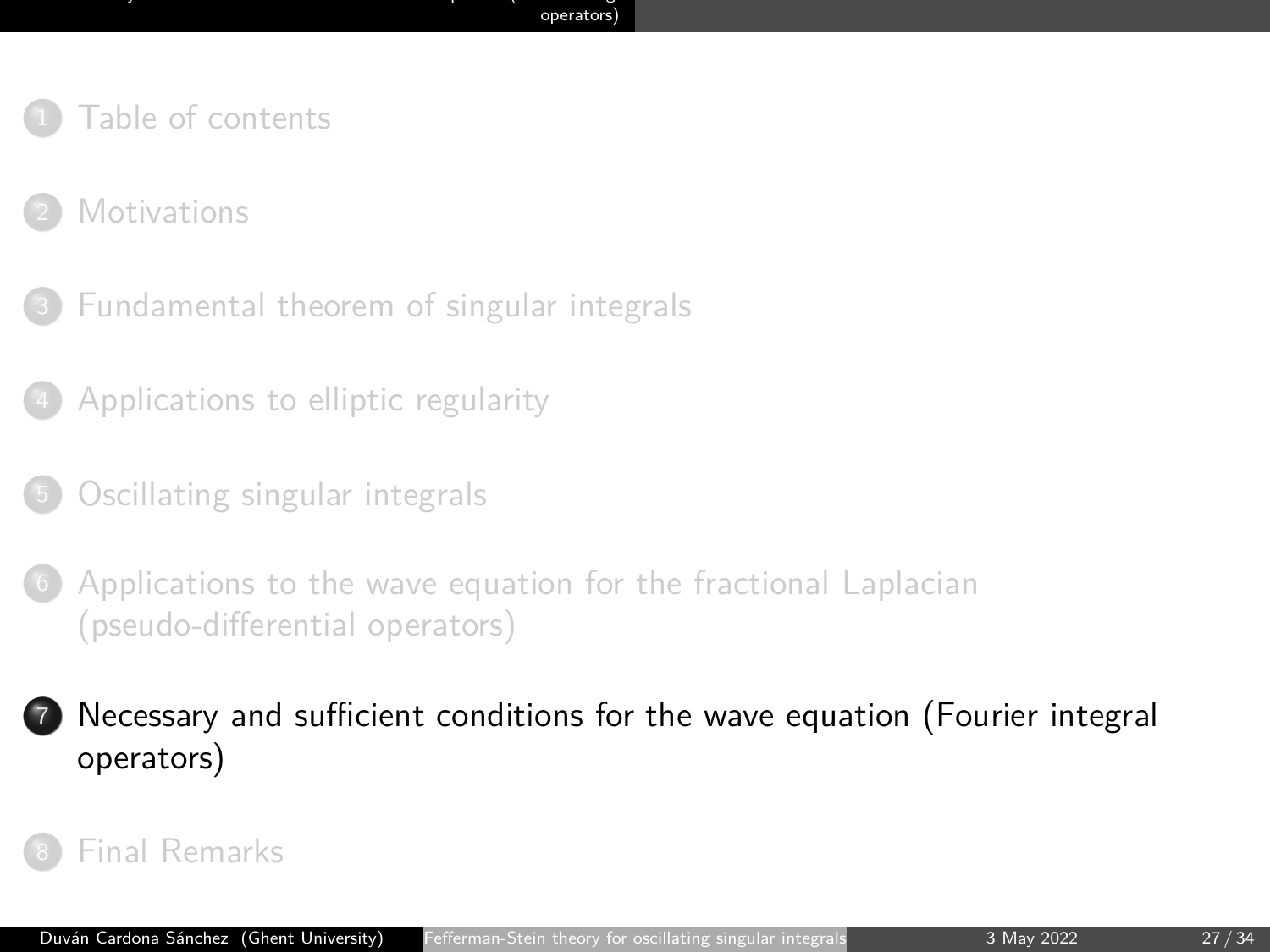1. Table of contents
2. Motivations
3. Fundamental theorem of singular integrals
4. Applications to elliptic regularity
5. Oscillating singular integrals
6. Applications to the wave equation for the fractional Laplacian (pseudo-differential operators)
7. **Necessary and sufficient conditions for the wave equation (Fourier integral operators)**
8. Final Remarks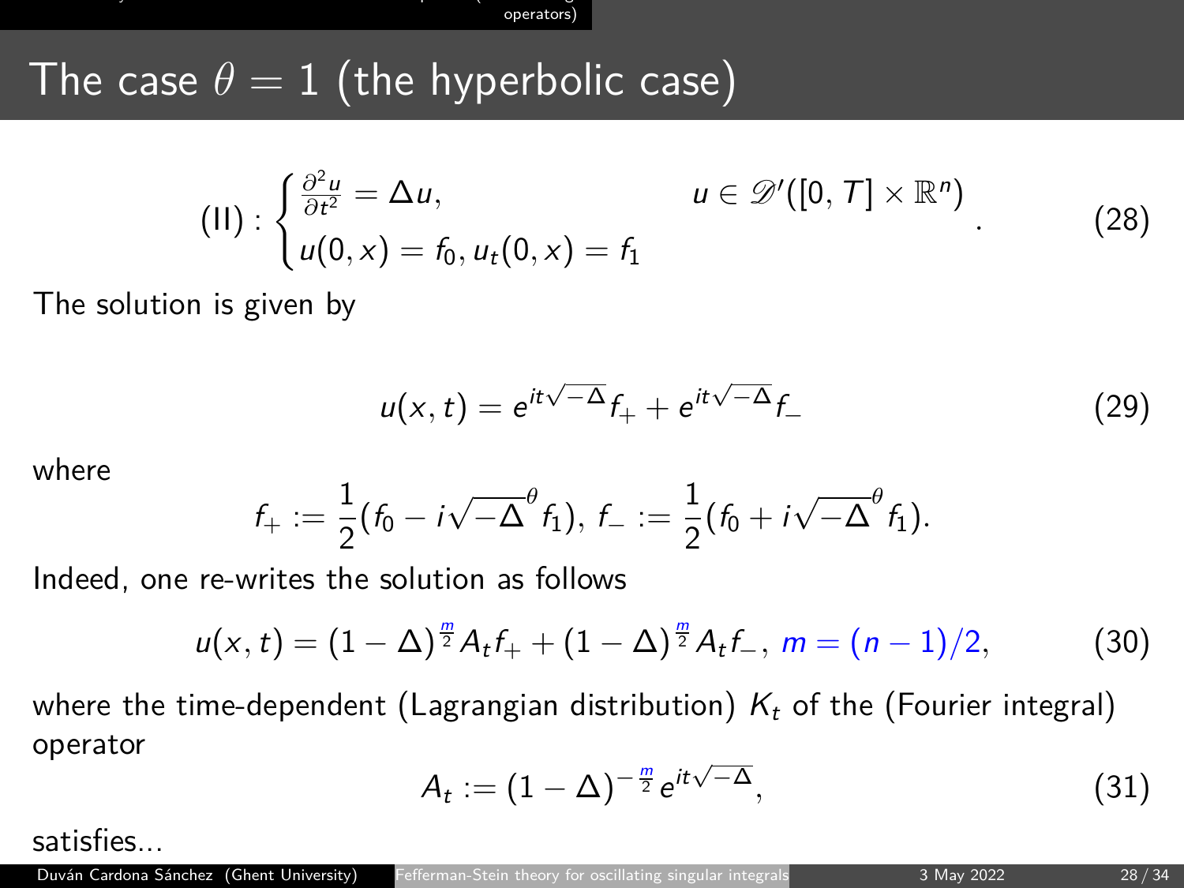# The case $\theta = 1$ (the hyperbolic case)

$$
\text{(II)} : \begin{cases} \frac{\partial^2 u}{\partial t^2} = \Delta u, & u \in \mathscr{D}'([0,T] \times \mathbb{R}^n) \\ u(0,x) = f_0, u_t(0,x) = f_1 \end{cases} . \tag{28}
$$

The solution is given by

$$
u(x,t) = e^{it\sqrt{-\Delta}} f_+ + e^{it\sqrt{-\Delta}} f_- \tag{29}
$$

where

$$
f_+ := \frac{1}{2}(f_0 - i\sqrt{-\Delta}^{\theta} f_1), \; f_- := \frac{1}{2}(f_0 + i\sqrt{-\Delta}^{\theta} f_1).
$$

Indeed, one re-writes the solution as follows

$$
u(x,t) = (1-\Delta)^{\frac{m}{2}} A_t f_+ + (1-\Delta)^{\frac{m}{2}} A_t f_-, \; m = (n-1)/2, \tag{30}
$$

where the time-dependent (Lagrangian distribution) $K_t$ of the (Fourier integral) operator

$$
A_t := (1-\Delta)^{-\frac{m}{2}} e^{it\sqrt{-\Delta}}, \tag{31}
$$

satisfies...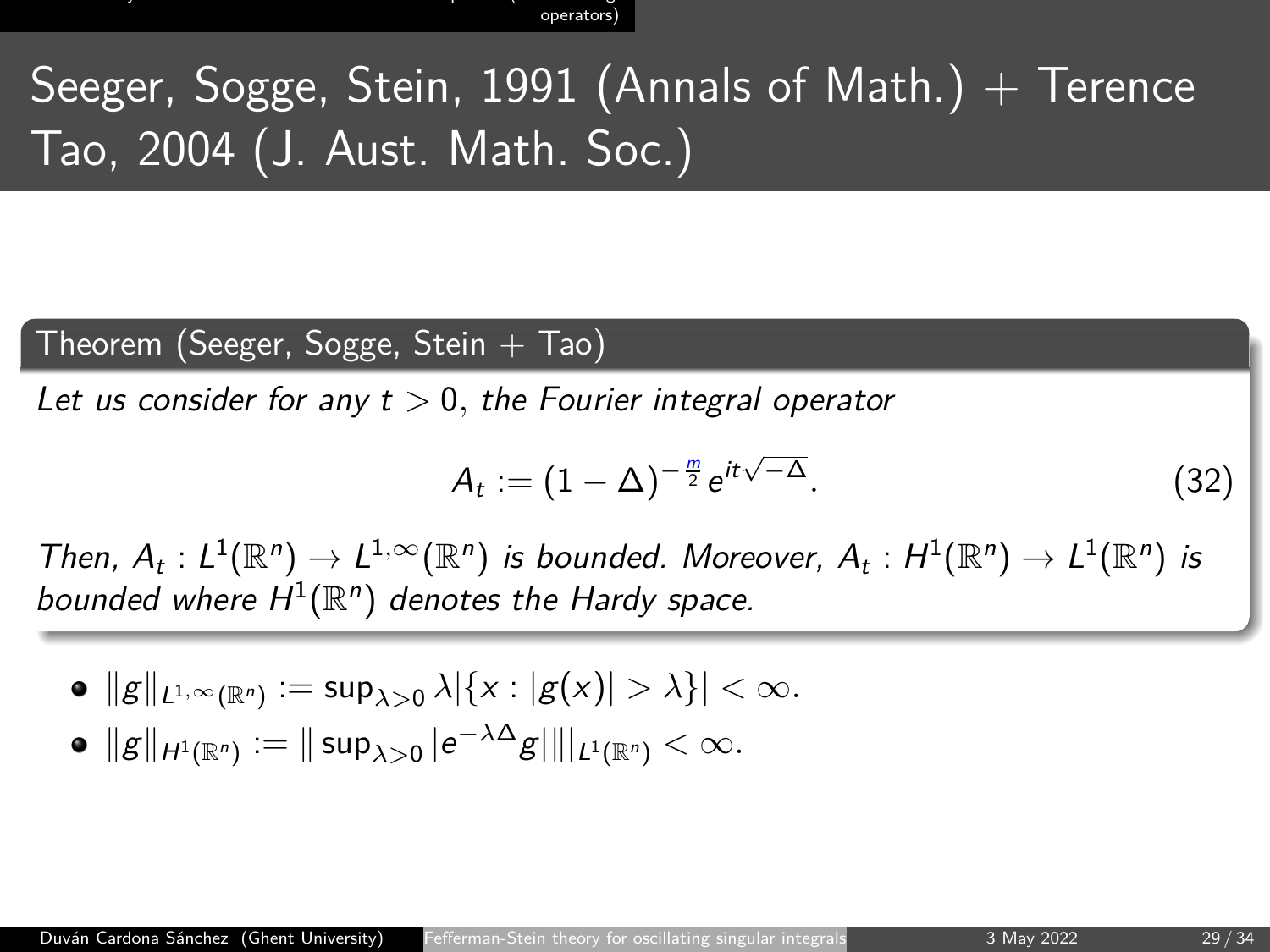# Seeger, Sogge, Stein, 1991 (Annals of Math.) + Terence Tao, 2004 (J. Aust. Math. Soc.)

**Theorem (Seeger, Sogge, Stein + Tao)**

*Let us consider for any $t > 0$, the Fourier integral operator*

$$A_t := (1-\Delta)^{-\frac{m}{2}} e^{it\sqrt{-\Delta}}. \tag{32}$$

*Then, $A_t : L^1(\mathbb{R}^n) \to L^{1,\infty}(\mathbb{R}^n)$ is bounded. Moreover, $A_t : H^1(\mathbb{R}^n) \to L^1(\mathbb{R}^n)$ is bounded where $H^1(\mathbb{R}^n)$ denotes the Hardy space.*

- $\|g\|_{L^{1,\infty}(\mathbb{R}^n)} := \sup_{\lambda>0} \lambda |\{x : |g(x)| > \lambda\}| < \infty.$
- $\|g\|_{H^1(\mathbb{R}^n)} := \| \sup_{\lambda>0} |e^{-\lambda\Delta} g| \|_{L^1(\mathbb{R}^n)} < \infty.$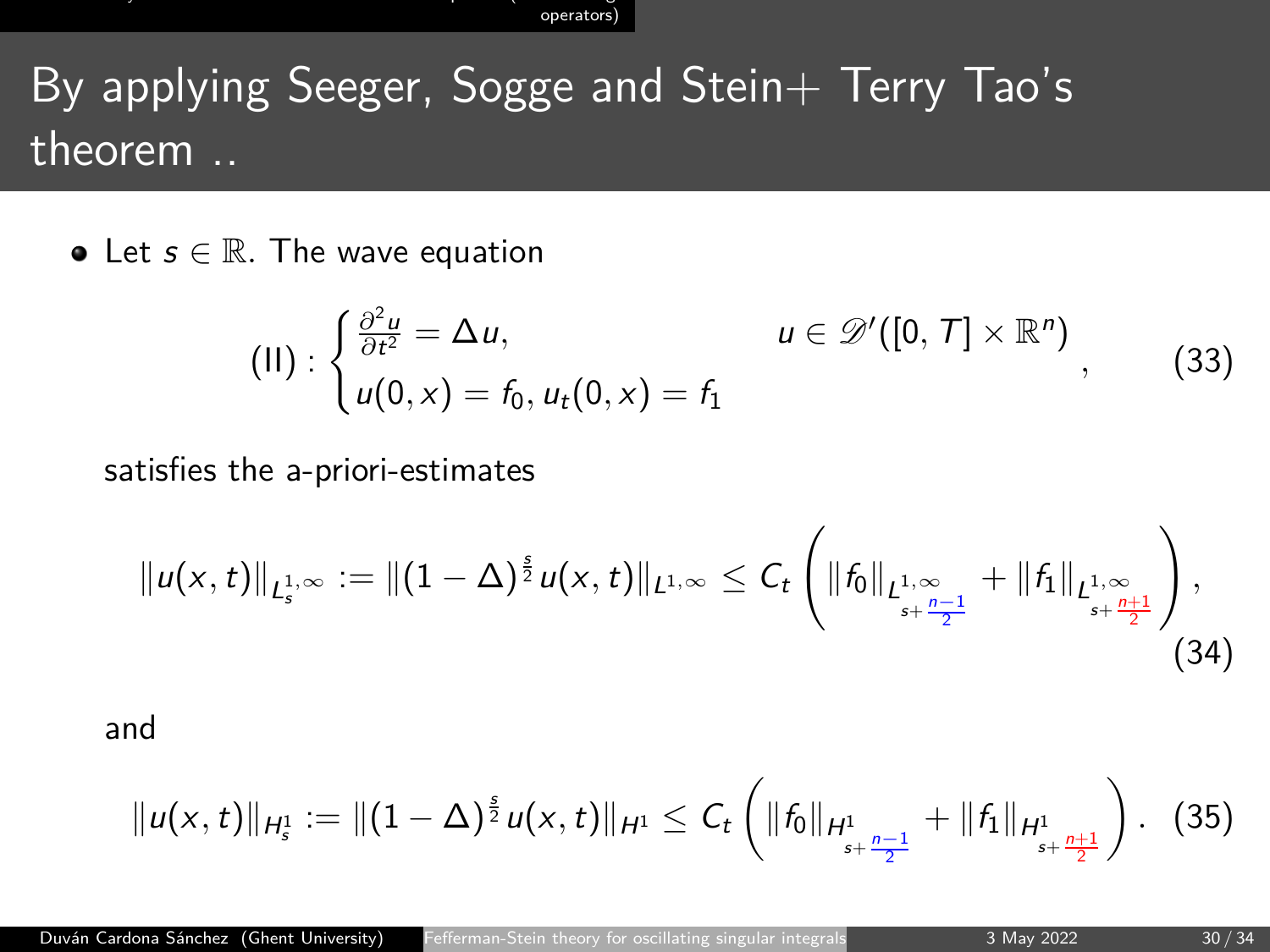# By applying Seeger, Sogge and Stein+ Terry Tao's theorem ..

- Let $s \in \mathbb{R}$. The wave equation

$$
(\mathrm{II}) : \begin{cases} \frac{\partial^2 u}{\partial t^2} = \Delta u, & u \in \mathscr{D}'([0,T] \times \mathbb{R}^n) \\ u(0,x) = f_0,\, u_t(0,x) = f_1 \end{cases}, \tag{33}
$$

satisfies the a-priori-estimates

$$
\|u(x,t)\|_{L^{1,\infty}_s} := \|(1-\Delta)^{\frac{s}{2}} u(x,t)\|_{L^{1,\infty}} \leq C_t \left( \|f_0\|_{L^{1,\infty}_{s+\frac{n-1}{2}}} + \|f_1\|_{L^{1,\infty}_{s+\frac{n+1}{2}}} \right), \tag{34}
$$

and

$$
\|u(x,t)\|_{H^1_s} := \|(1-\Delta)^{\frac{s}{2}} u(x,t)\|_{H^1} \leq C_t \left( \|f_0\|_{H^1_{s+\frac{n-1}{2}}} + \|f_1\|_{H^1_{s+\frac{n+1}{2}}} \right). \tag{35}
$$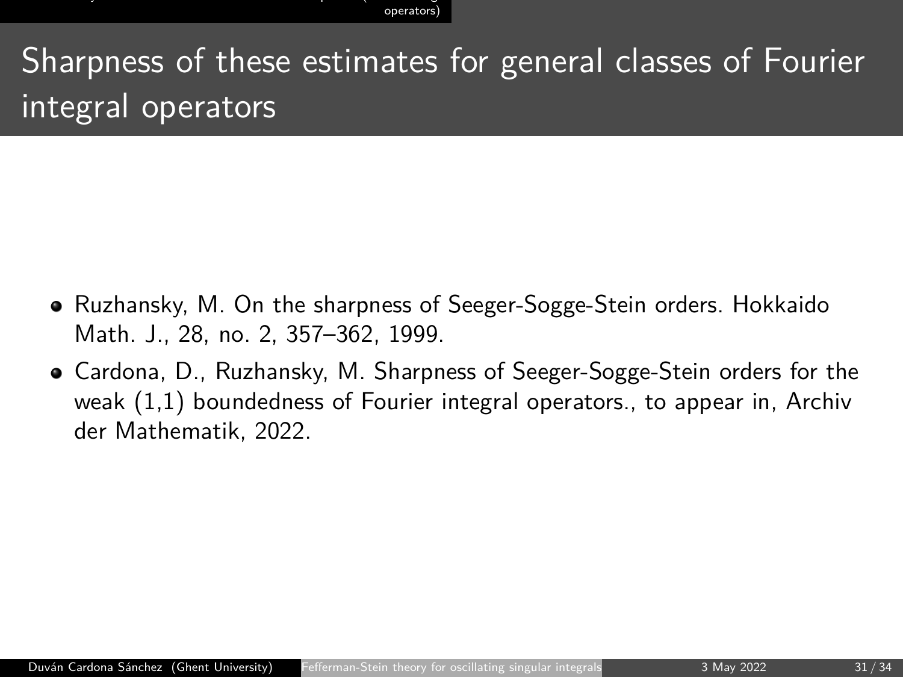# Sharpness of these estimates for general classes of Fourier integral operators

- Ruzhansky, M. On the sharpness of Seeger-Sogge-Stein orders. Hokkaido Math. J., 28, no. 2, 357–362, 1999.
- Cardona, D., Ruzhansky, M. Sharpness of Seeger-Sogge-Stein orders for the weak (1,1) boundedness of Fourier integral operators., to appear in, Archiv der Mathematik, 2022.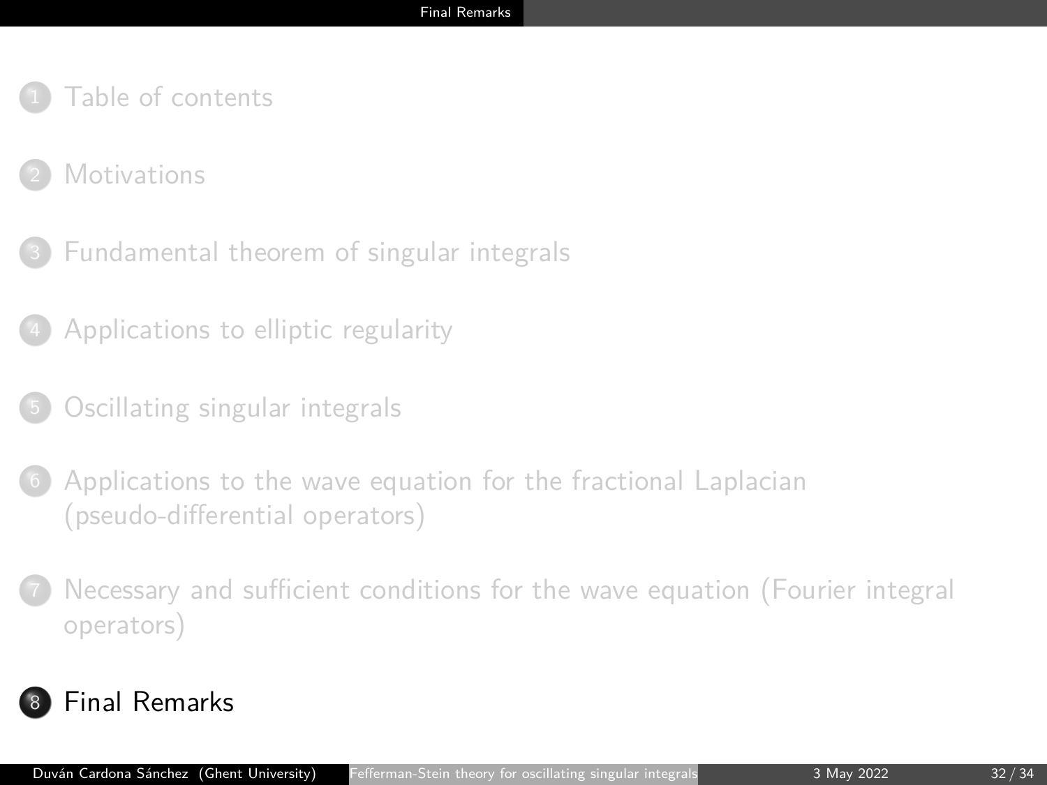1. Table of contents
2. Motivations
3. Fundamental theorem of singular integrals
4. Applications to elliptic regularity
5. Oscillating singular integrals
6. Applications to the wave equation for the fractional Laplacian (pseudo-differential operators)
7. Necessary and sufficient conditions for the wave equation (Fourier integral operators)
8. **Final Remarks**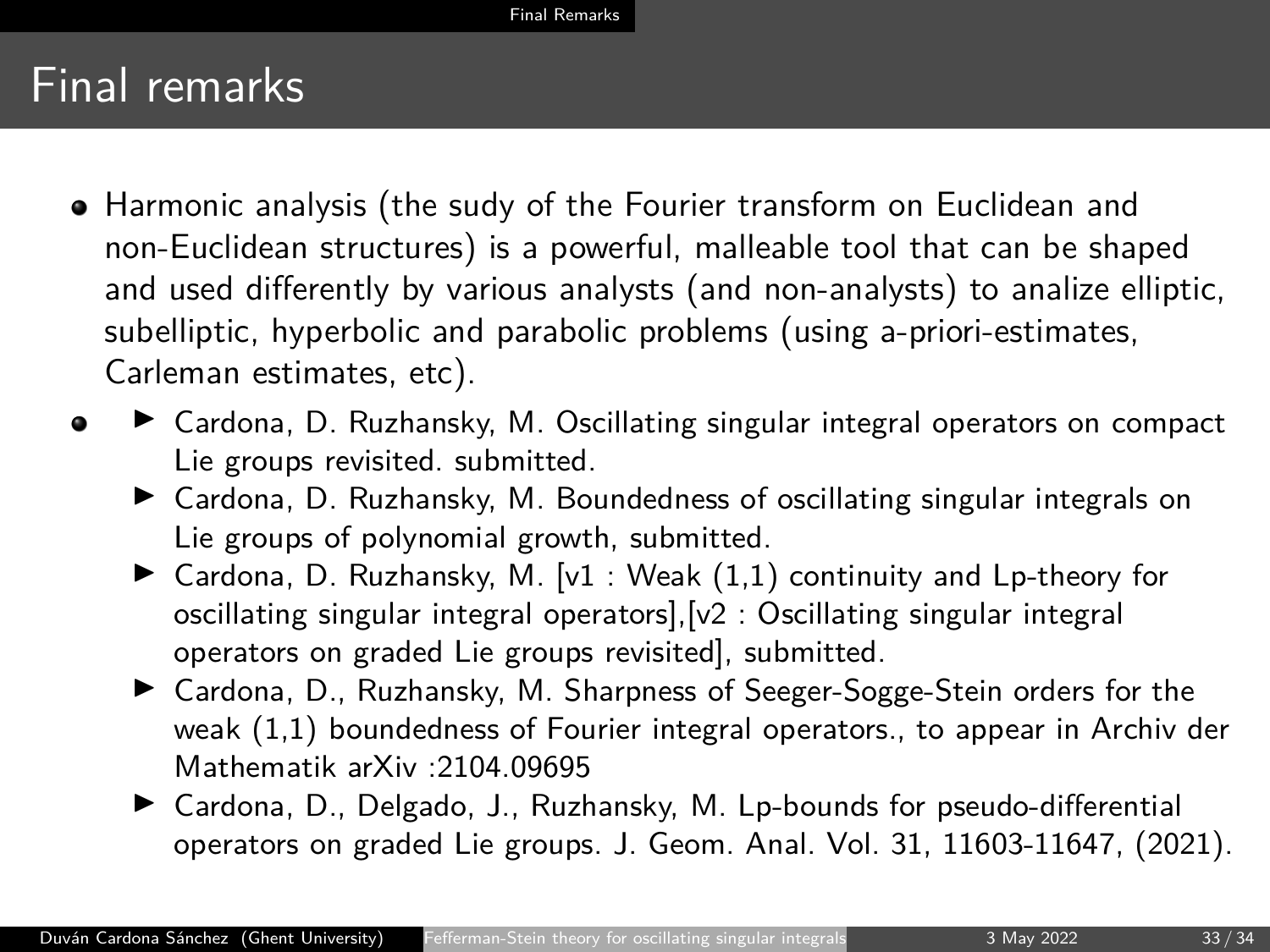# Final remarks

- Harmonic analysis (the sudy of the Fourier transform on Euclidean and non-Euclidean structures) is a powerful, malleable tool that can be shaped and used differently by various analysts (and non-analysts) to analize elliptic, subelliptic, hyperbolic and parabolic problems (using a-priori-estimates, Carleman estimates, etc).
- 
  - Cardona, D. Ruzhansky, M. Oscillating singular integral operators on compact Lie groups revisited. submitted.
  - Cardona, D. Ruzhansky, M. Boundedness of oscillating singular integrals on Lie groups of polynomial growth, submitted.
  - Cardona, D. Ruzhansky, M. [v1 : Weak (1,1) continuity and Lp-theory for oscillating singular integral operators],[v2 : Oscillating singular integral operators on graded Lie groups revisited], submitted.
  - Cardona, D., Ruzhansky, M. Sharpness of Seeger-Sogge-Stein orders for the weak (1,1) boundedness of Fourier integral operators., to appear in Archiv der Mathematik arXiv :2104.09695
  - Cardona, D., Delgado, J., Ruzhansky, M. Lp-bounds for pseudo-differential operators on graded Lie groups. J. Geom. Anal. Vol. 31, 11603-11647, (2021).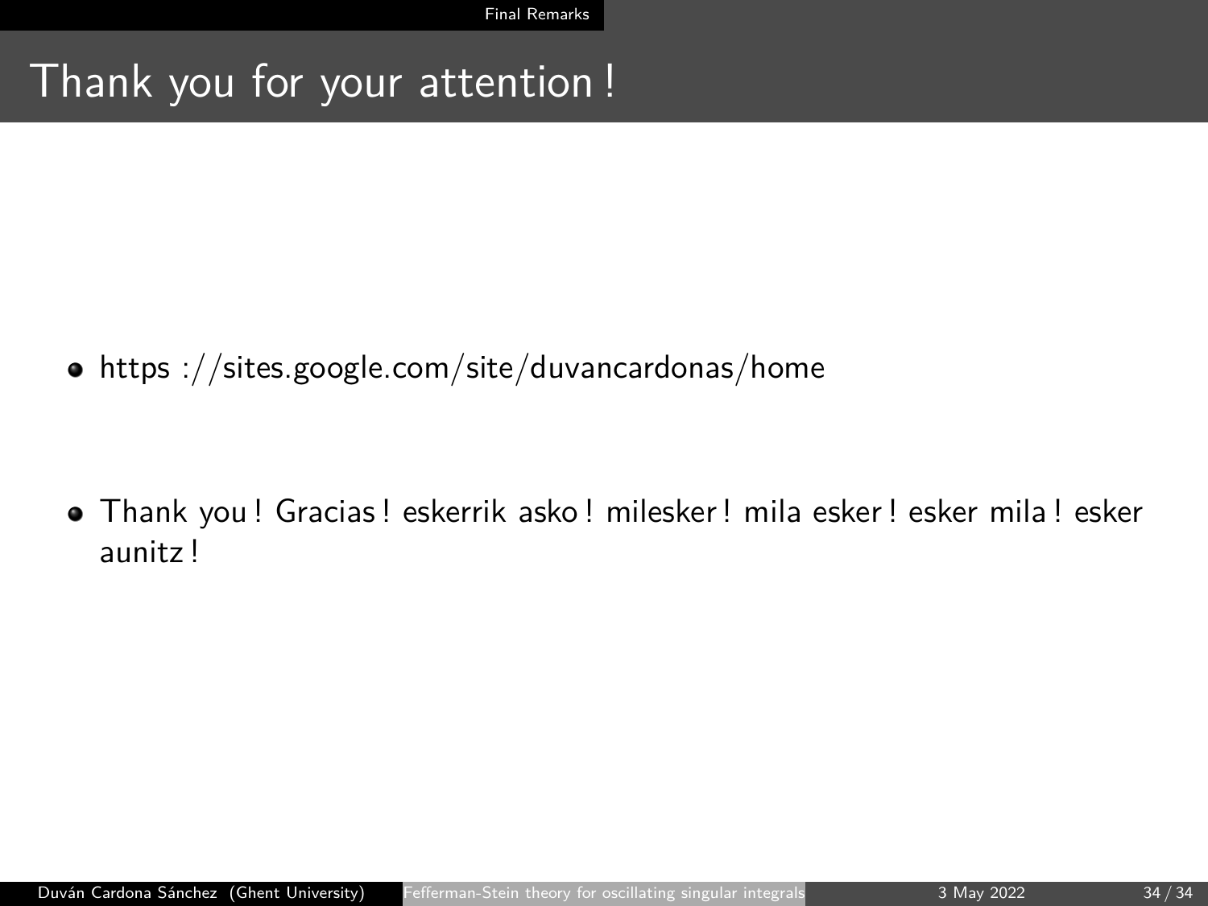# Thank you for your attention !

- https ://sites.google.com/site/duvancardonas/home

- Thank you ! Gracias ! eskerrik asko ! milesker ! mila esker ! esker mila ! esker aunitz !